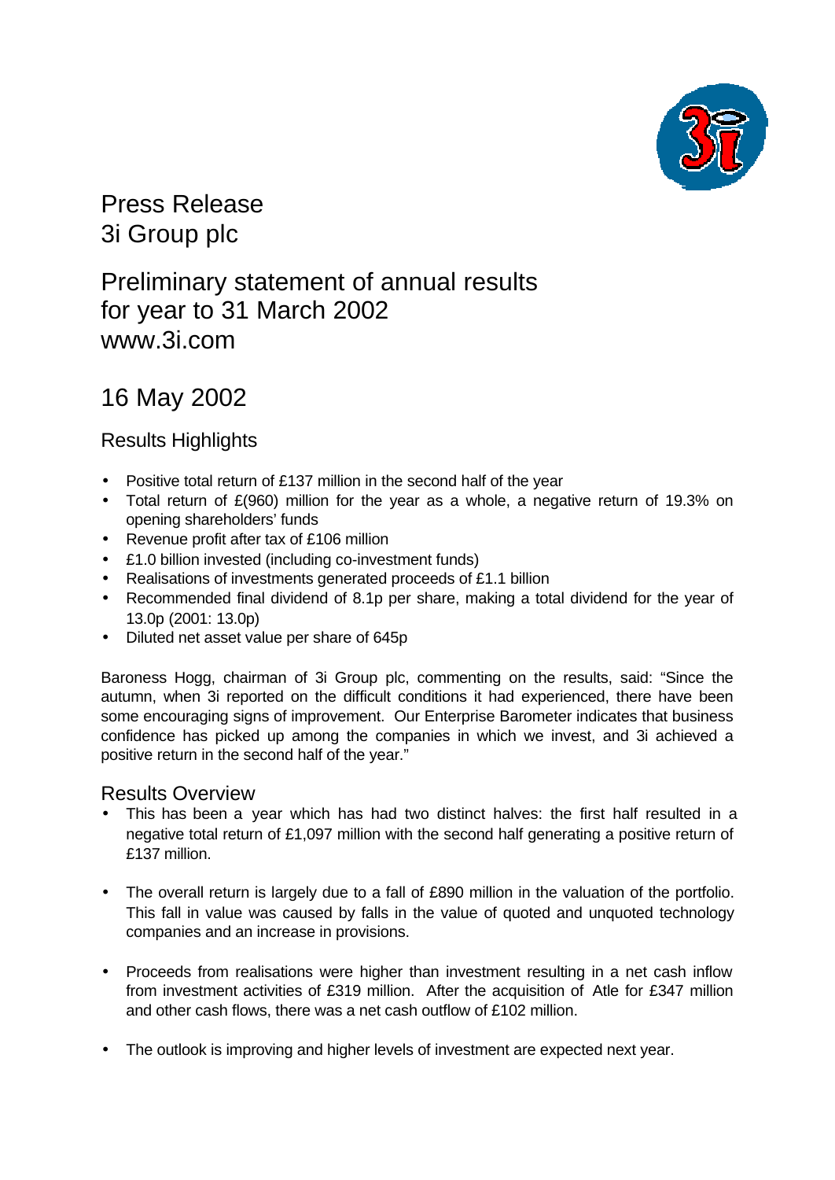# Press Release
# 3i Group plc

## Preliminary statement of annual results for year to 31 March 2002
## www.3i.com

## 16 May 2002

### Results Highlights

- Positive total return of £137 million in the second half of the year
- Total return of £(960) million for the year as a whole, a negative return of 19.3% on opening shareholders' funds
- Revenue profit after tax of £106 million
- £1.0 billion invested (including co-investment funds)
- Realisations of investments generated proceeds of £1.1 billion
- Recommended final dividend of 8.1p per share, making a total dividend for the year of 13.0p (2001: 13.0p)
- Diluted net asset value per share of 645p

Baroness Hogg, chairman of 3i Group plc, commenting on the results, said: "Since the autumn, when 3i reported on the difficult conditions it had experienced, there have been some encouraging signs of improvement. Our Enterprise Barometer indicates that business confidence has picked up among the companies in which we invest, and 3i achieved a positive return in the second half of the year."

### Results Overview

- This has been a year which has had two distinct halves: the first half resulted in a negative total return of £1,097 million with the second half generating a positive return of £137 million.

- The overall return is largely due to a fall of £890 million in the valuation of the portfolio. This fall in value was caused by falls in the value of quoted and unquoted technology companies and an increase in provisions.

- Proceeds from realisations were higher than investment resulting in a net cash inflow from investment activities of £319 million. After the acquisition of Atle for £347 million and other cash flows, there was a net cash outflow of £102 million.

- The outlook is improving and higher levels of investment are expected next year.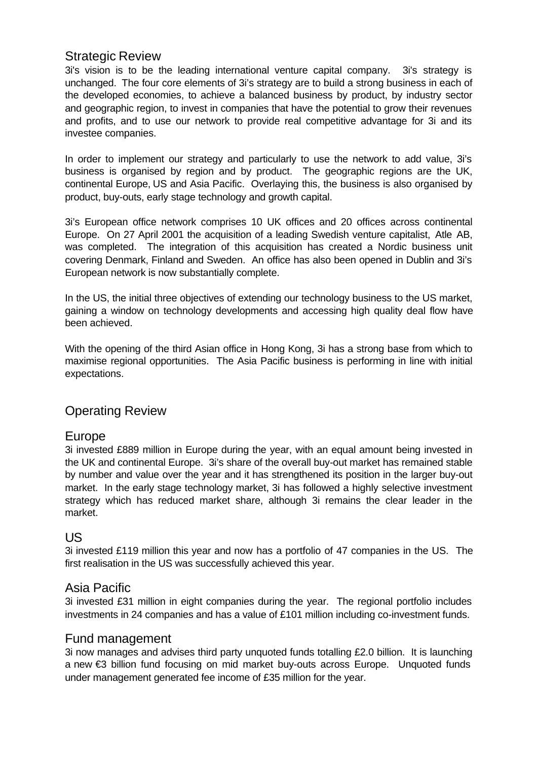## Strategic Review

3i's vision is to be the leading international venture capital company. 3i's strategy is unchanged. The four core elements of 3i's strategy are to build a strong business in each of the developed economies, to achieve a balanced business by product, by industry sector and geographic region, to invest in companies that have the potential to grow their revenues and profits, and to use our network to provide real competitive advantage for 3i and its investee companies.

In order to implement our strategy and particularly to use the network to add value, 3i's business is organised by region and by product. The geographic regions are the UK, continental Europe, US and Asia Pacific. Overlaying this, the business is also organised by product, buy-outs, early stage technology and growth capital.

3i's European office network comprises 10 UK offices and 20 offices across continental Europe. On 27 April 2001 the acquisition of a leading Swedish venture capitalist, Atle AB, was completed. The integration of this acquisition has created a Nordic business unit covering Denmark, Finland and Sweden. An office has also been opened in Dublin and 3i's European network is now substantially complete.

In the US, the initial three objectives of extending our technology business to the US market, gaining a window on technology developments and accessing high quality deal flow have been achieved.

With the opening of the third Asian office in Hong Kong, 3i has a strong base from which to maximise regional opportunities. The Asia Pacific business is performing in line with initial expectations.

## Operating Review

### Europe

3i invested £889 million in Europe during the year, with an equal amount being invested in the UK and continental Europe. 3i's share of the overall buy-out market has remained stable by number and value over the year and it has strengthened its position in the larger buy-out market. In the early stage technology market, 3i has followed a highly selective investment strategy which has reduced market share, although 3i remains the clear leader in the market.

### US

3i invested £119 million this year and now has a portfolio of 47 companies in the US. The first realisation in the US was successfully achieved this year.

### Asia Pacific

3i invested £31 million in eight companies during the year. The regional portfolio includes investments in 24 companies and has a value of £101 million including co-investment funds.

### Fund management

3i now manages and advises third party unquoted funds totalling £2.0 billion. It is launching a new €3 billion fund focusing on mid market buy-outs across Europe. Unquoted funds under management generated fee income of £35 million for the year.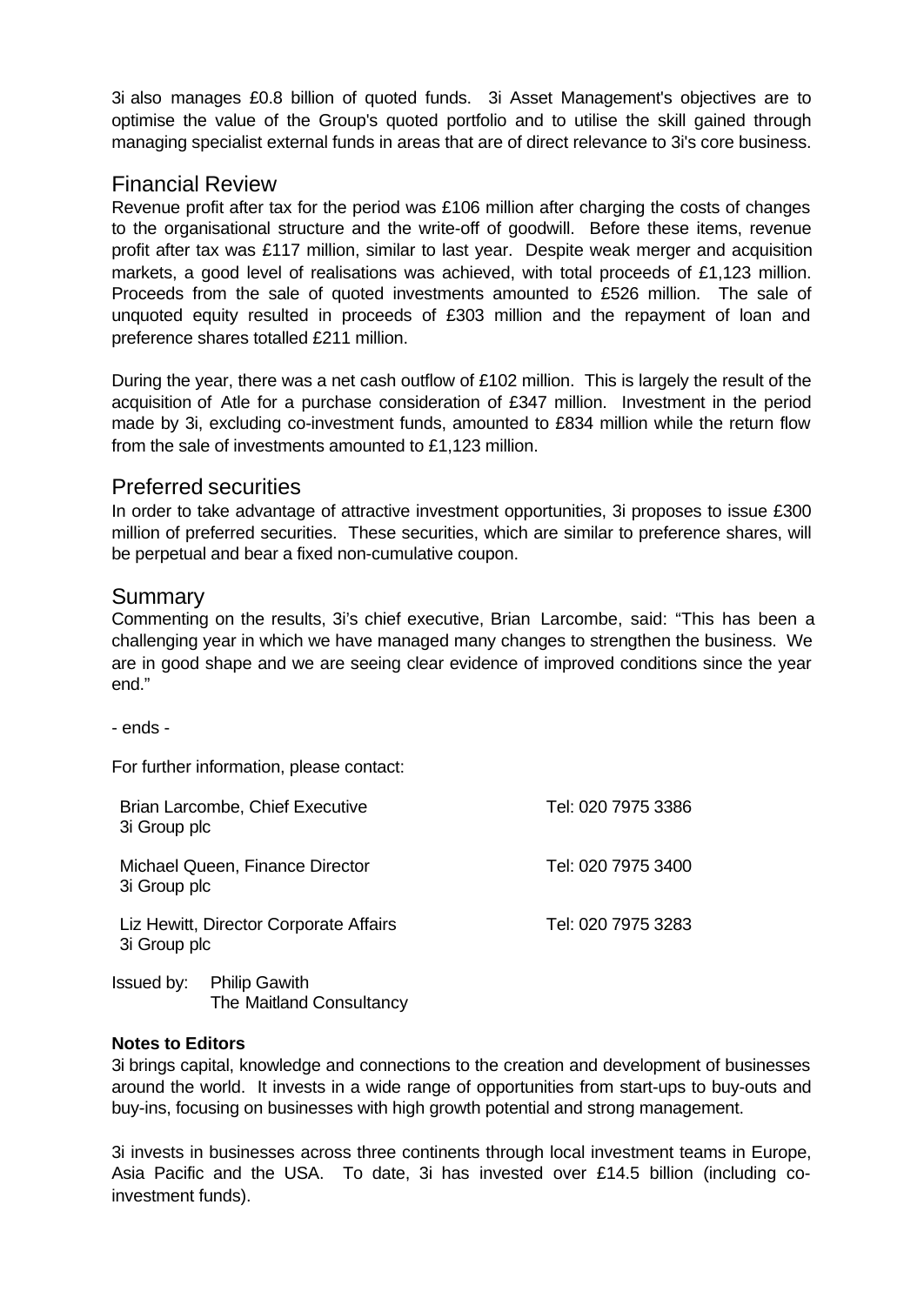3i also manages £0.8 billion of quoted funds. 3i Asset Management's objectives are to optimise the value of the Group's quoted portfolio and to utilise the skill gained through managing specialist external funds in areas that are of direct relevance to 3i's core business.

## Financial Review

Revenue profit after tax for the period was £106 million after charging the costs of changes to the organisational structure and the write-off of goodwill. Before these items, revenue profit after tax was £117 million, similar to last year. Despite weak merger and acquisition markets, a good level of realisations was achieved, with total proceeds of £1,123 million. Proceeds from the sale of quoted investments amounted to £526 million. The sale of unquoted equity resulted in proceeds of £303 million and the repayment of loan and preference shares totalled £211 million.

During the year, there was a net cash outflow of £102 million. This is largely the result of the acquisition of Atle for a purchase consideration of £347 million. Investment in the period made by 3i, excluding co-investment funds, amounted to £834 million while the return flow from the sale of investments amounted to £1,123 million.

## Preferred securities

In order to take advantage of attractive investment opportunities, 3i proposes to issue £300 million of preferred securities. These securities, which are similar to preference shares, will be perpetual and bear a fixed non-cumulative coupon.

## Summary

Commenting on the results, 3i's chief executive, Brian Larcombe, said: "This has been a challenging year in which we have managed many changes to strengthen the business. We are in good shape and we are seeing clear evidence of improved conditions since the year end."

- ends -

For further information, please contact:

| | |
|---|---|
| Brian Larcombe, Chief Executive<br>3i Group plc | Tel: 020 7975 3386 |
| Michael Queen, Finance Director<br>3i Group plc | Tel: 020 7975 3400 |
| Liz Hewitt, Director Corporate Affairs<br>3i Group plc | Tel: 020 7975 3283 |

Issued by: Philip Gawith
The Maitland Consultancy

**Notes to Editors**

3i brings capital, knowledge and connections to the creation and development of businesses around the world. It invests in a wide range of opportunities from start-ups to buy-outs and buy-ins, focusing on businesses with high growth potential and strong management.

3i invests in businesses across three continents through local investment teams in Europe, Asia Pacific and the USA. To date, 3i has invested over £14.5 billion (including co-investment funds).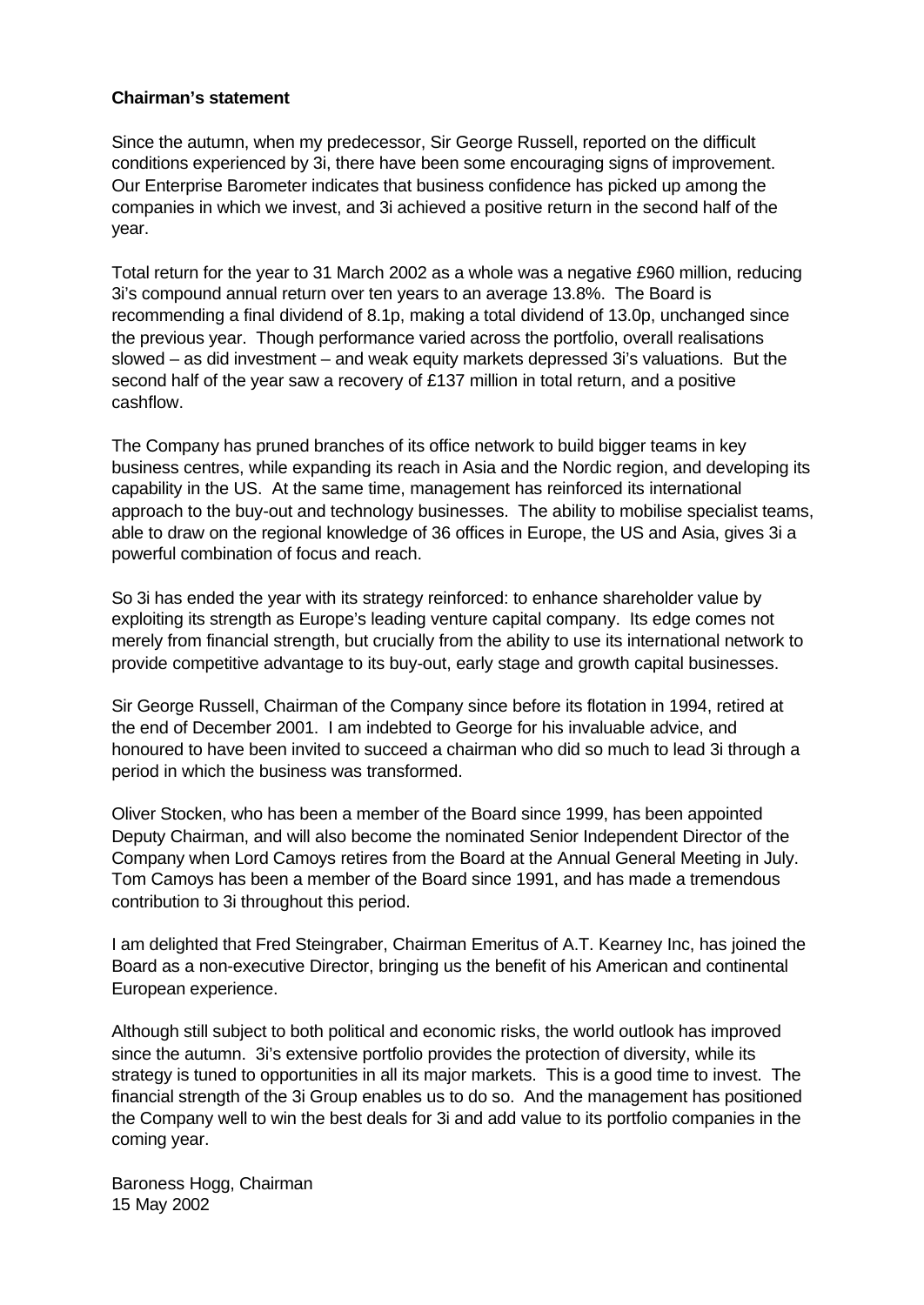**Chairman's statement**

Since the autumn, when my predecessor, Sir George Russell, reported on the difficult conditions experienced by 3i, there have been some encouraging signs of improvement. Our Enterprise Barometer indicates that business confidence has picked up among the companies in which we invest, and 3i achieved a positive return in the second half of the year.

Total return for the year to 31 March 2002 as a whole was a negative £960 million, reducing 3i's compound annual return over ten years to an average 13.8%. The Board is recommending a final dividend of 8.1p, making a total dividend of 13.0p, unchanged since the previous year. Though performance varied across the portfolio, overall realisations slowed – as did investment – and weak equity markets depressed 3i's valuations. But the second half of the year saw a recovery of £137 million in total return, and a positive cashflow.

The Company has pruned branches of its office network to build bigger teams in key business centres, while expanding its reach in Asia and the Nordic region, and developing its capability in the US. At the same time, management has reinforced its international approach to the buy-out and technology businesses. The ability to mobilise specialist teams, able to draw on the regional knowledge of 36 offices in Europe, the US and Asia, gives 3i a powerful combination of focus and reach.

So 3i has ended the year with its strategy reinforced: to enhance shareholder value by exploiting its strength as Europe's leading venture capital company. Its edge comes not merely from financial strength, but crucially from the ability to use its international network to provide competitive advantage to its buy-out, early stage and growth capital businesses.

Sir George Russell, Chairman of the Company since before its flotation in 1994, retired at the end of December 2001. I am indebted to George for his invaluable advice, and honoured to have been invited to succeed a chairman who did so much to lead 3i through a period in which the business was transformed.

Oliver Stocken, who has been a member of the Board since 1999, has been appointed Deputy Chairman, and will also become the nominated Senior Independent Director of the Company when Lord Camoys retires from the Board at the Annual General Meeting in July. Tom Camoys has been a member of the Board since 1991, and has made a tremendous contribution to 3i throughout this period.

I am delighted that Fred Steingraber, Chairman Emeritus of A.T. Kearney Inc, has joined the Board as a non-executive Director, bringing us the benefit of his American and continental European experience.

Although still subject to both political and economic risks, the world outlook has improved since the autumn. 3i's extensive portfolio provides the protection of diversity, while its strategy is tuned to opportunities in all its major markets. This is a good time to invest. The financial strength of the 3i Group enables us to do so. And the management has positioned the Company well to win the best deals for 3i and add value to its portfolio companies in the coming year.

Baroness Hogg, Chairman
15 May 2002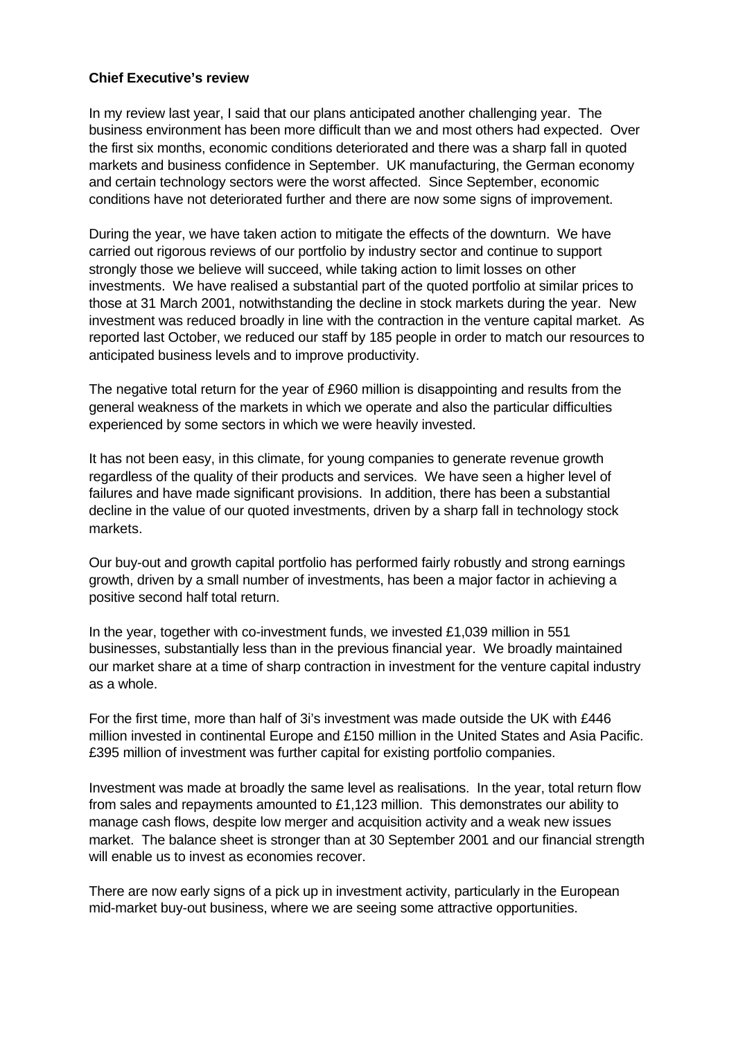**Chief Executive's review**

In my review last year, I said that our plans anticipated another challenging year. The business environment has been more difficult than we and most others had expected. Over the first six months, economic conditions deteriorated and there was a sharp fall in quoted markets and business confidence in September. UK manufacturing, the German economy and certain technology sectors were the worst affected. Since September, economic conditions have not deteriorated further and there are now some signs of improvement.

During the year, we have taken action to mitigate the effects of the downturn. We have carried out rigorous reviews of our portfolio by industry sector and continue to support strongly those we believe will succeed, while taking action to limit losses on other investments. We have realised a substantial part of the quoted portfolio at similar prices to those at 31 March 2001, notwithstanding the decline in stock markets during the year. New investment was reduced broadly in line with the contraction in the venture capital market. As reported last October, we reduced our staff by 185 people in order to match our resources to anticipated business levels and to improve productivity.

The negative total return for the year of £960 million is disappointing and results from the general weakness of the markets in which we operate and also the particular difficulties experienced by some sectors in which we were heavily invested.

It has not been easy, in this climate, for young companies to generate revenue growth regardless of the quality of their products and services. We have seen a higher level of failures and have made significant provisions. In addition, there has been a substantial decline in the value of our quoted investments, driven by a sharp fall in technology stock markets.

Our buy-out and growth capital portfolio has performed fairly robustly and strong earnings growth, driven by a small number of investments, has been a major factor in achieving a positive second half total return.

In the year, together with co-investment funds, we invested £1,039 million in 551 businesses, substantially less than in the previous financial year. We broadly maintained our market share at a time of sharp contraction in investment for the venture capital industry as a whole.

For the first time, more than half of 3i's investment was made outside the UK with £446 million invested in continental Europe and £150 million in the United States and Asia Pacific. £395 million of investment was further capital for existing portfolio companies.

Investment was made at broadly the same level as realisations. In the year, total return flow from sales and repayments amounted to £1,123 million. This demonstrates our ability to manage cash flows, despite low merger and acquisition activity and a weak new issues market. The balance sheet is stronger than at 30 September 2001 and our financial strength will enable us to invest as economies recover.

There are now early signs of a pick up in investment activity, particularly in the European mid-market buy-out business, where we are seeing some attractive opportunities.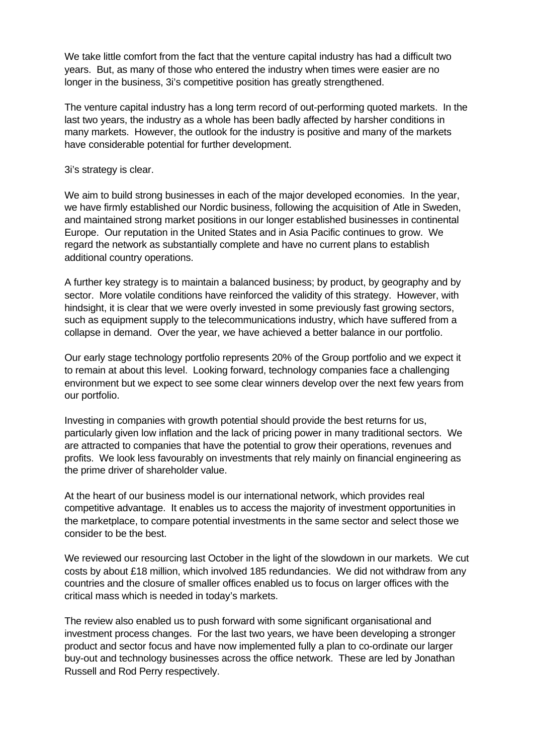We take little comfort from the fact that the venture capital industry has had a difficult two years. But, as many of those who entered the industry when times were easier are no longer in the business, 3i's competitive position has greatly strengthened.

The venture capital industry has a long term record of out-performing quoted markets. In the last two years, the industry as a whole has been badly affected by harsher conditions in many markets. However, the outlook for the industry is positive and many of the markets have considerable potential for further development.

3i's strategy is clear.

We aim to build strong businesses in each of the major developed economies. In the year, we have firmly established our Nordic business, following the acquisition of Atle in Sweden, and maintained strong market positions in our longer established businesses in continental Europe. Our reputation in the United States and in Asia Pacific continues to grow. We regard the network as substantially complete and have no current plans to establish additional country operations.

A further key strategy is to maintain a balanced business; by product, by geography and by sector. More volatile conditions have reinforced the validity of this strategy. However, with hindsight, it is clear that we were overly invested in some previously fast growing sectors, such as equipment supply to the telecommunications industry, which have suffered from a collapse in demand. Over the year, we have achieved a better balance in our portfolio.

Our early stage technology portfolio represents 20% of the Group portfolio and we expect it to remain at about this level. Looking forward, technology companies face a challenging environment but we expect to see some clear winners develop over the next few years from our portfolio.

Investing in companies with growth potential should provide the best returns for us, particularly given low inflation and the lack of pricing power in many traditional sectors. We are attracted to companies that have the potential to grow their operations, revenues and profits. We look less favourably on investments that rely mainly on financial engineering as the prime driver of shareholder value.

At the heart of our business model is our international network, which provides real competitive advantage. It enables us to access the majority of investment opportunities in the marketplace, to compare potential investments in the same sector and select those we consider to be the best.

We reviewed our resourcing last October in the light of the slowdown in our markets. We cut costs by about £18 million, which involved 185 redundancies. We did not withdraw from any countries and the closure of smaller offices enabled us to focus on larger offices with the critical mass which is needed in today's markets.

The review also enabled us to push forward with some significant organisational and investment process changes. For the last two years, we have been developing a stronger product and sector focus and have now implemented fully a plan to co-ordinate our larger buy-out and technology businesses across the office network. These are led by Jonathan Russell and Rod Perry respectively.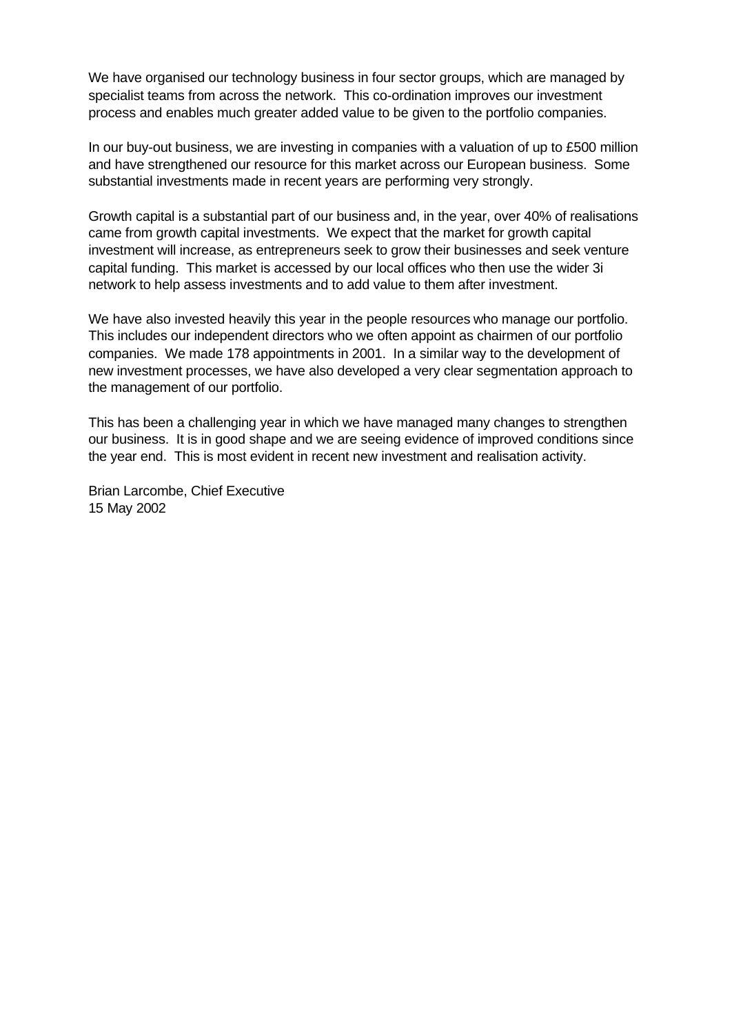We have organised our technology business in four sector groups, which are managed by specialist teams from across the network. This co-ordination improves our investment process and enables much greater added value to be given to the portfolio companies.

In our buy-out business, we are investing in companies with a valuation of up to £500 million and have strengthened our resource for this market across our European business. Some substantial investments made in recent years are performing very strongly.

Growth capital is a substantial part of our business and, in the year, over 40% of realisations came from growth capital investments. We expect that the market for growth capital investment will increase, as entrepreneurs seek to grow their businesses and seek venture capital funding. This market is accessed by our local offices who then use the wider 3i network to help assess investments and to add value to them after investment.

We have also invested heavily this year in the people resources who manage our portfolio. This includes our independent directors who we often appoint as chairmen of our portfolio companies. We made 178 appointments in 2001. In a similar way to the development of new investment processes, we have also developed a very clear segmentation approach to the management of our portfolio.

This has been a challenging year in which we have managed many changes to strengthen our business. It is in good shape and we are seeing evidence of improved conditions since the year end. This is most evident in recent new investment and realisation activity.

Brian Larcombe, Chief Executive
15 May 2002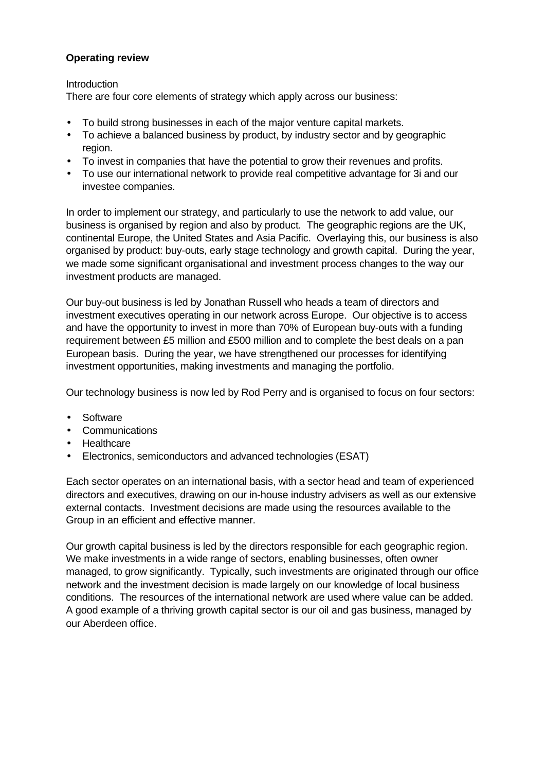**Operating review**

Introduction

There are four core elements of strategy which apply across our business:

- To build strong businesses in each of the major venture capital markets.
- To achieve a balanced business by product, by industry sector and by geographic region.
- To invest in companies that have the potential to grow their revenues and profits.
- To use our international network to provide real competitive advantage for 3i and our investee companies.

In order to implement our strategy, and particularly to use the network to add value, our business is organised by region and also by product. The geographic regions are the UK, continental Europe, the United States and Asia Pacific. Overlaying this, our business is also organised by product: buy-outs, early stage technology and growth capital. During the year, we made some significant organisational and investment process changes to the way our investment products are managed.

Our buy-out business is led by Jonathan Russell who heads a team of directors and investment executives operating in our network across Europe. Our objective is to access and have the opportunity to invest in more than 70% of European buy-outs with a funding requirement between £5 million and £500 million and to complete the best deals on a pan European basis. During the year, we have strengthened our processes for identifying investment opportunities, making investments and managing the portfolio.

Our technology business is now led by Rod Perry and is organised to focus on four sectors:

- Software
- Communications
- Healthcare
- Electronics, semiconductors and advanced technologies (ESAT)

Each sector operates on an international basis, with a sector head and team of experienced directors and executives, drawing on our in-house industry advisers as well as our extensive external contacts. Investment decisions are made using the resources available to the Group in an efficient and effective manner.

Our growth capital business is led by the directors responsible for each geographic region. We make investments in a wide range of sectors, enabling businesses, often owner managed, to grow significantly. Typically, such investments are originated through our office network and the investment decision is made largely on our knowledge of local business conditions. The resources of the international network are used where value can be added. A good example of a thriving growth capital sector is our oil and gas business, managed by our Aberdeen office.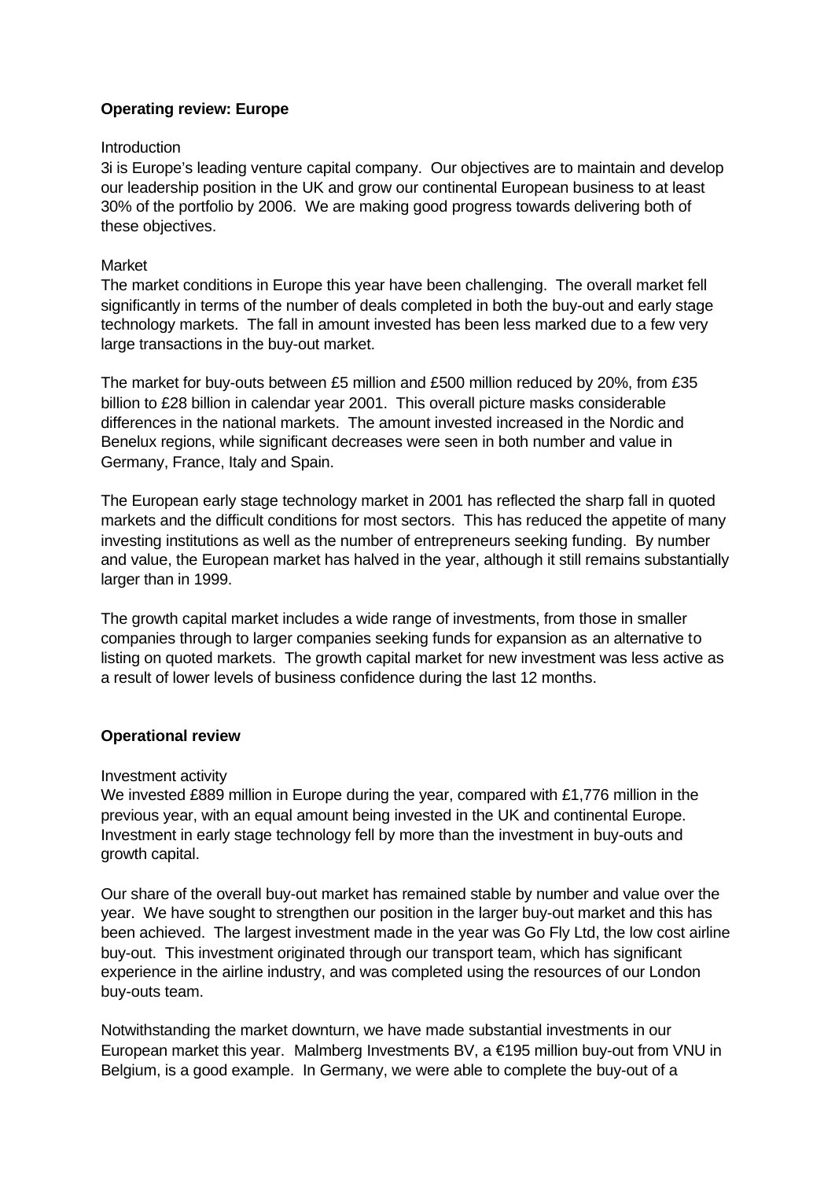## Operating review: Europe

Introduction

3i is Europe's leading venture capital company. Our objectives are to maintain and develop our leadership position in the UK and grow our continental European business to at least 30% of the portfolio by 2006. We are making good progress towards delivering both of these objectives.

Market

The market conditions in Europe this year have been challenging. The overall market fell significantly in terms of the number of deals completed in both the buy-out and early stage technology markets. The fall in amount invested has been less marked due to a few very large transactions in the buy-out market.

The market for buy-outs between £5 million and £500 million reduced by 20%, from £35 billion to £28 billion in calendar year 2001. This overall picture masks considerable differences in the national markets. The amount invested increased in the Nordic and Benelux regions, while significant decreases were seen in both number and value in Germany, France, Italy and Spain.

The European early stage technology market in 2001 has reflected the sharp fall in quoted markets and the difficult conditions for most sectors. This has reduced the appetite of many investing institutions as well as the number of entrepreneurs seeking funding. By number and value, the European market has halved in the year, although it still remains substantially larger than in 1999.

The growth capital market includes a wide range of investments, from those in smaller companies through to larger companies seeking funds for expansion as an alternative to listing on quoted markets. The growth capital market for new investment was less active as a result of lower levels of business confidence during the last 12 months.

## Operational review

Investment activity

We invested £889 million in Europe during the year, compared with £1,776 million in the previous year, with an equal amount being invested in the UK and continental Europe. Investment in early stage technology fell by more than the investment in buy-outs and growth capital.

Our share of the overall buy-out market has remained stable by number and value over the year. We have sought to strengthen our position in the larger buy-out market and this has been achieved. The largest investment made in the year was Go Fly Ltd, the low cost airline buy-out. This investment originated through our transport team, which has significant experience in the airline industry, and was completed using the resources of our London buy-outs team.

Notwithstanding the market downturn, we have made substantial investments in our European market this year. Malmberg Investments BV, a €195 million buy-out from VNU in Belgium, is a good example. In Germany, we were able to complete the buy-out of a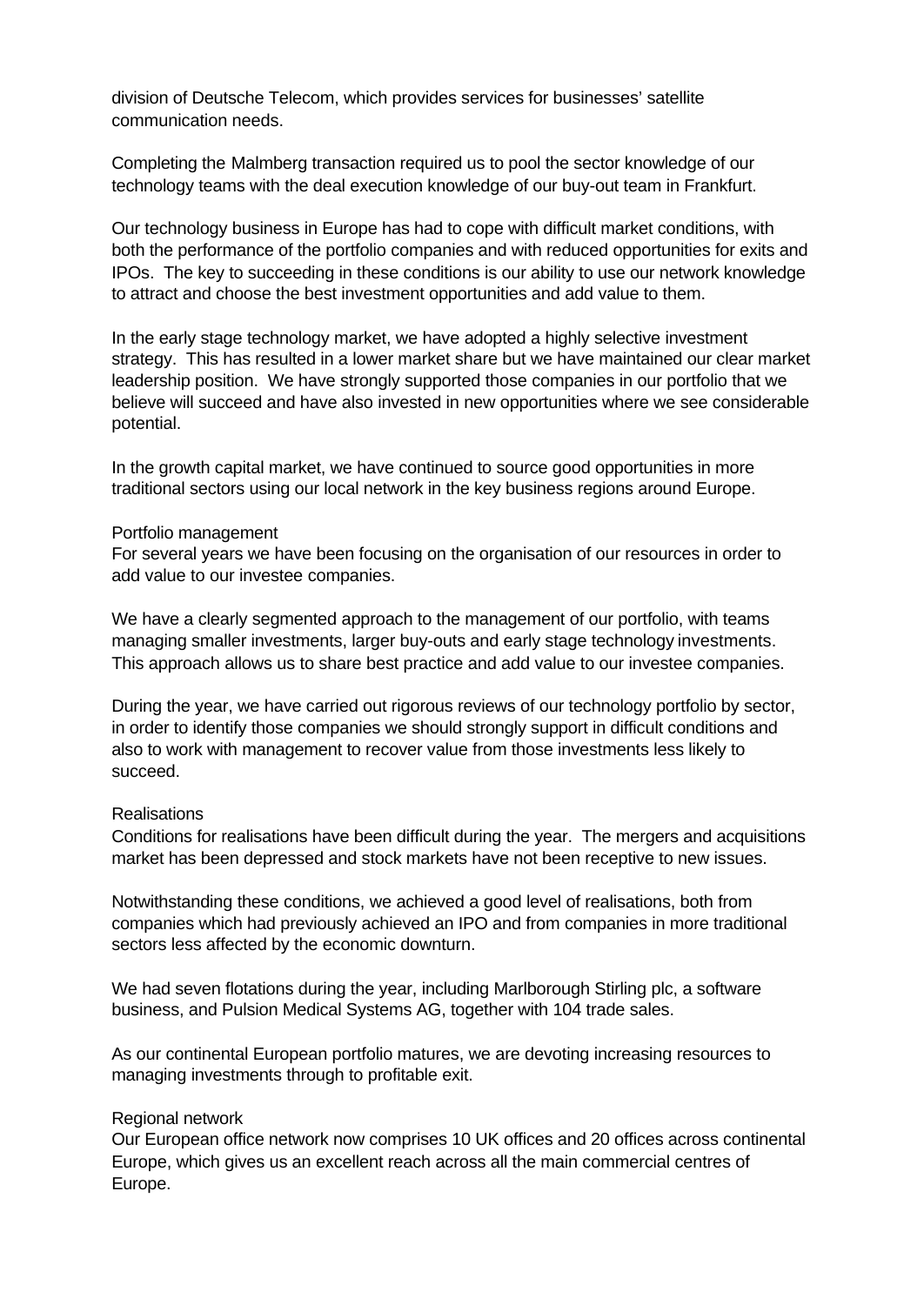division of Deutsche Telecom, which provides services for businesses' satellite communication needs.

Completing the Malmberg transaction required us to pool the sector knowledge of our technology teams with the deal execution knowledge of our buy-out team in Frankfurt.

Our technology business in Europe has had to cope with difficult market conditions, with both the performance of the portfolio companies and with reduced opportunities for exits and IPOs. The key to succeeding in these conditions is our ability to use our network knowledge to attract and choose the best investment opportunities and add value to them.

In the early stage technology market, we have adopted a highly selective investment strategy. This has resulted in a lower market share but we have maintained our clear market leadership position. We have strongly supported those companies in our portfolio that we believe will succeed and have also invested in new opportunities where we see considerable potential.

In the growth capital market, we have continued to source good opportunities in more traditional sectors using our local network in the key business regions around Europe.

### Portfolio management

For several years we have been focusing on the organisation of our resources in order to add value to our investee companies.

We have a clearly segmented approach to the management of our portfolio, with teams managing smaller investments, larger buy-outs and early stage technology investments. This approach allows us to share best practice and add value to our investee companies.

During the year, we have carried out rigorous reviews of our technology portfolio by sector, in order to identify those companies we should strongly support in difficult conditions and also to work with management to recover value from those investments less likely to succeed.

### Realisations

Conditions for realisations have been difficult during the year. The mergers and acquisitions market has been depressed and stock markets have not been receptive to new issues.

Notwithstanding these conditions, we achieved a good level of realisations, both from companies which had previously achieved an IPO and from companies in more traditional sectors less affected by the economic downturn.

We had seven flotations during the year, including Marlborough Stirling plc, a software business, and Pulsion Medical Systems AG, together with 104 trade sales.

As our continental European portfolio matures, we are devoting increasing resources to managing investments through to profitable exit.

### Regional network

Our European office network now comprises 10 UK offices and 20 offices across continental Europe, which gives us an excellent reach across all the main commercial centres of Europe.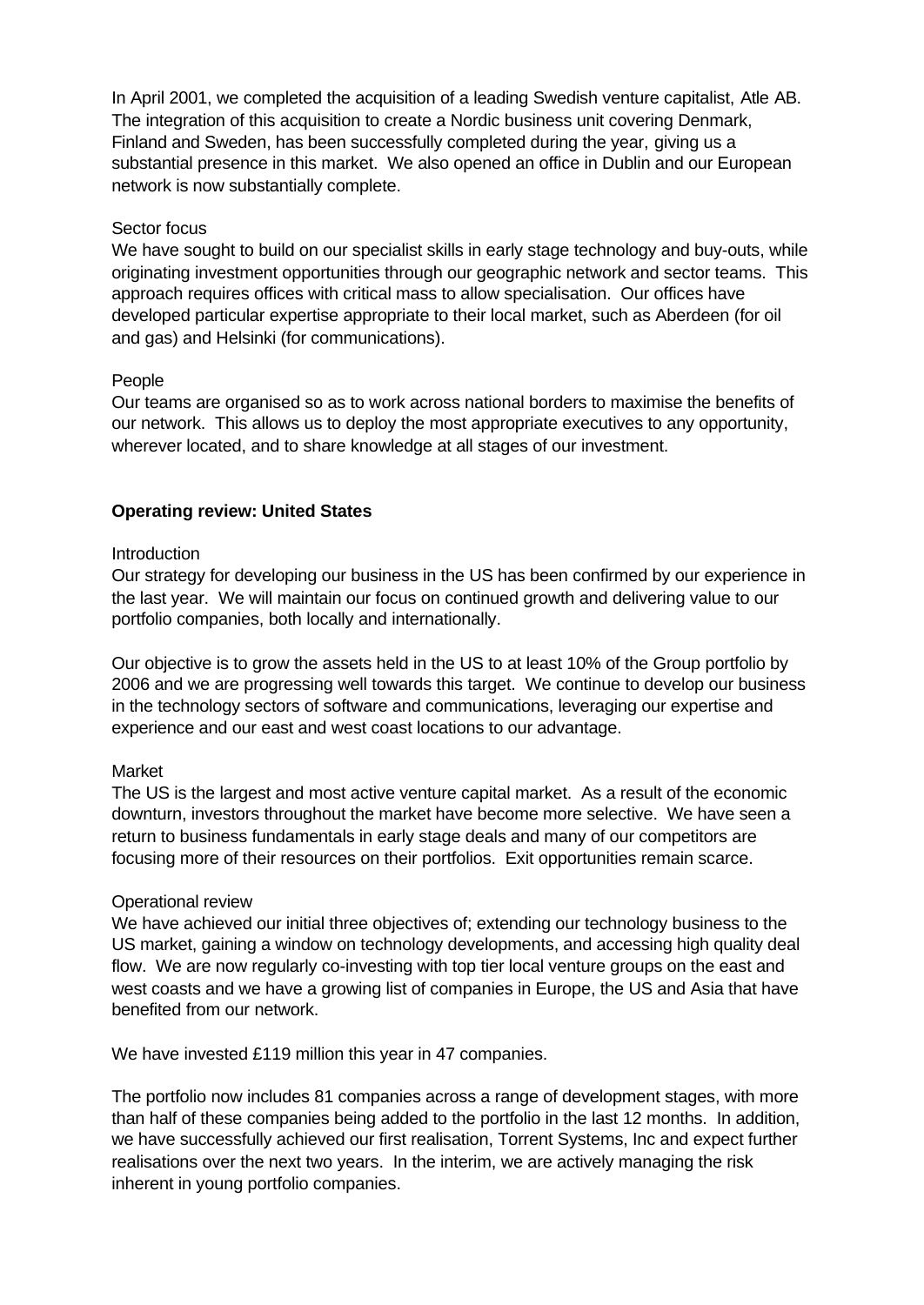In April 2001, we completed the acquisition of a leading Swedish venture capitalist, Atle AB. The integration of this acquisition to create a Nordic business unit covering Denmark, Finland and Sweden, has been successfully completed during the year, giving us a substantial presence in this market. We also opened an office in Dublin and our European network is now substantially complete.

Sector focus

We have sought to build on our specialist skills in early stage technology and buy-outs, while originating investment opportunities through our geographic network and sector teams. This approach requires offices with critical mass to allow specialisation. Our offices have developed particular expertise appropriate to their local market, such as Aberdeen (for oil and gas) and Helsinki (for communications).

People

Our teams are organised so as to work across national borders to maximise the benefits of our network. This allows us to deploy the most appropriate executives to any opportunity, wherever located, and to share knowledge at all stages of our investment.

## Operating review: United States

Introduction

Our strategy for developing our business in the US has been confirmed by our experience in the last year. We will maintain our focus on continued growth and delivering value to our portfolio companies, both locally and internationally.

Our objective is to grow the assets held in the US to at least 10% of the Group portfolio by 2006 and we are progressing well towards this target. We continue to develop our business in the technology sectors of software and communications, leveraging our expertise and experience and our east and west coast locations to our advantage.

Market

The US is the largest and most active venture capital market. As a result of the economic downturn, investors throughout the market have become more selective. We have seen a return to business fundamentals in early stage deals and many of our competitors are focusing more of their resources on their portfolios. Exit opportunities remain scarce.

Operational review

We have achieved our initial three objectives of; extending our technology business to the US market, gaining a window on technology developments, and accessing high quality deal flow. We are now regularly co-investing with top tier local venture groups on the east and west coasts and we have a growing list of companies in Europe, the US and Asia that have benefited from our network.

We have invested £119 million this year in 47 companies.

The portfolio now includes 81 companies across a range of development stages, with more than half of these companies being added to the portfolio in the last 12 months. In addition, we have successfully achieved our first realisation, Torrent Systems, Inc and expect further realisations over the next two years. In the interim, we are actively managing the risk inherent in young portfolio companies.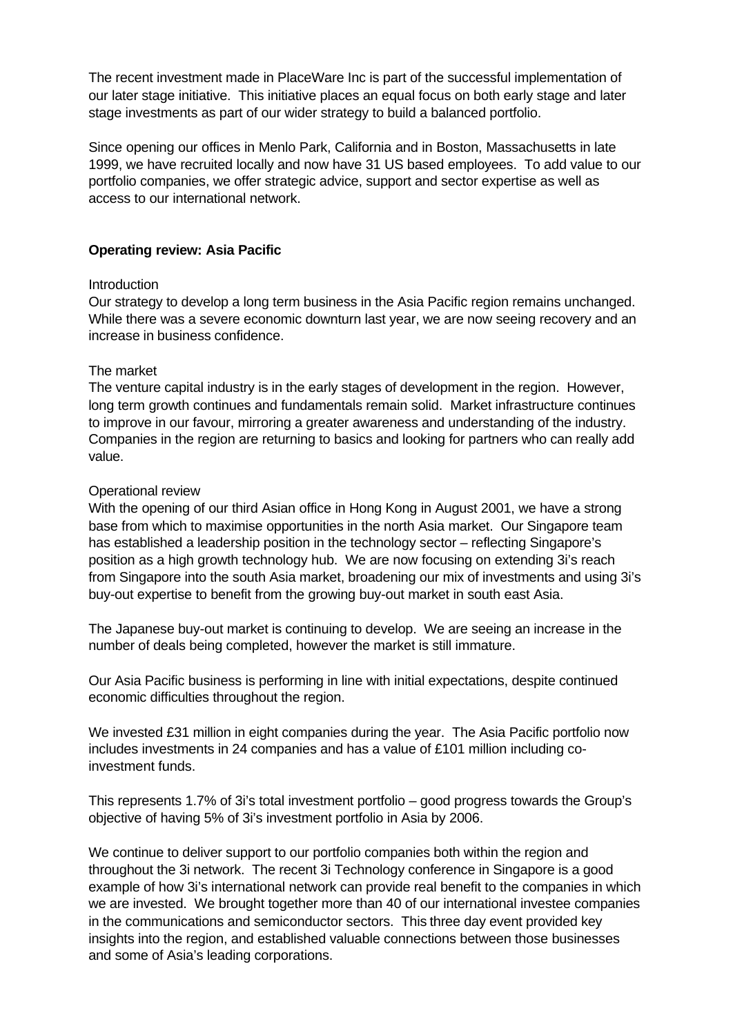The recent investment made in PlaceWare Inc is part of the successful implementation of our later stage initiative. This initiative places an equal focus on both early stage and later stage investments as part of our wider strategy to build a balanced portfolio.

Since opening our offices in Menlo Park, California and in Boston, Massachusetts in late 1999, we have recruited locally and now have 31 US based employees. To add value to our portfolio companies, we offer strategic advice, support and sector expertise as well as access to our international network.

## Operating review: Asia Pacific

Introduction

Our strategy to develop a long term business in the Asia Pacific region remains unchanged. While there was a severe economic downturn last year, we are now seeing recovery and an increase in business confidence.

The market

The venture capital industry is in the early stages of development in the region. However, long term growth continues and fundamentals remain solid. Market infrastructure continues to improve in our favour, mirroring a greater awareness and understanding of the industry. Companies in the region are returning to basics and looking for partners who can really add value.

Operational review

With the opening of our third Asian office in Hong Kong in August 2001, we have a strong base from which to maximise opportunities in the north Asia market. Our Singapore team has established a leadership position in the technology sector – reflecting Singapore's position as a high growth technology hub. We are now focusing on extending 3i's reach from Singapore into the south Asia market, broadening our mix of investments and using 3i's buy-out expertise to benefit from the growing buy-out market in south east Asia.

The Japanese buy-out market is continuing to develop. We are seeing an increase in the number of deals being completed, however the market is still immature.

Our Asia Pacific business is performing in line with initial expectations, despite continued economic difficulties throughout the region.

We invested £31 million in eight companies during the year. The Asia Pacific portfolio now includes investments in 24 companies and has a value of £101 million including co-investment funds.

This represents 1.7% of 3i's total investment portfolio – good progress towards the Group's objective of having 5% of 3i's investment portfolio in Asia by 2006.

We continue to deliver support to our portfolio companies both within the region and throughout the 3i network. The recent 3i Technology conference in Singapore is a good example of how 3i's international network can provide real benefit to the companies in which we are invested. We brought together more than 40 of our international investee companies in the communications and semiconductor sectors. This three day event provided key insights into the region, and established valuable connections between those businesses and some of Asia's leading corporations.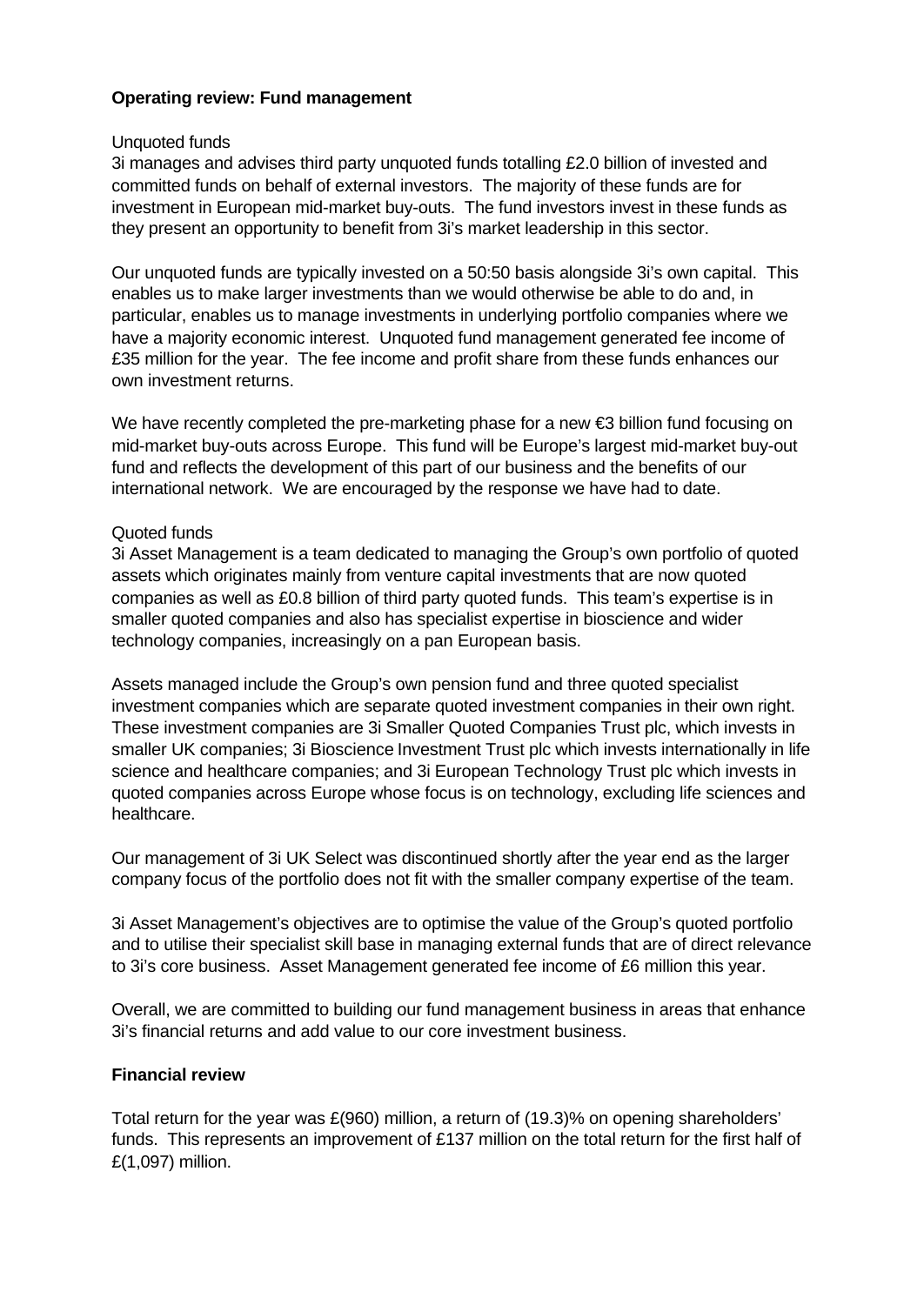**Operating review: Fund management**

Unquoted funds

3i manages and advises third party unquoted funds totalling £2.0 billion of invested and committed funds on behalf of external investors. The majority of these funds are for investment in European mid-market buy-outs. The fund investors invest in these funds as they present an opportunity to benefit from 3i's market leadership in this sector.

Our unquoted funds are typically invested on a 50:50 basis alongside 3i's own capital. This enables us to make larger investments than we would otherwise be able to do and, in particular, enables us to manage investments in underlying portfolio companies where we have a majority economic interest. Unquoted fund management generated fee income of £35 million for the year. The fee income and profit share from these funds enhances our own investment returns.

We have recently completed the pre-marketing phase for a new €3 billion fund focusing on mid-market buy-outs across Europe. This fund will be Europe's largest mid-market buy-out fund and reflects the development of this part of our business and the benefits of our international network. We are encouraged by the response we have had to date.

Quoted funds

3i Asset Management is a team dedicated to managing the Group's own portfolio of quoted assets which originates mainly from venture capital investments that are now quoted companies as well as £0.8 billion of third party quoted funds. This team's expertise is in smaller quoted companies and also has specialist expertise in bioscience and wider technology companies, increasingly on a pan European basis.

Assets managed include the Group's own pension fund and three quoted specialist investment companies which are separate quoted investment companies in their own right. These investment companies are 3i Smaller Quoted Companies Trust plc, which invests in smaller UK companies; 3i Bioscience Investment Trust plc which invests internationally in life science and healthcare companies; and 3i European Technology Trust plc which invests in quoted companies across Europe whose focus is on technology, excluding life sciences and healthcare.

Our management of 3i UK Select was discontinued shortly after the year end as the larger company focus of the portfolio does not fit with the smaller company expertise of the team.

3i Asset Management's objectives are to optimise the value of the Group's quoted portfolio and to utilise their specialist skill base in managing external funds that are of direct relevance to 3i's core business. Asset Management generated fee income of £6 million this year.

Overall, we are committed to building our fund management business in areas that enhance 3i's financial returns and add value to our core investment business.

**Financial review**

Total return for the year was £(960) million, a return of (19.3)% on opening shareholders' funds. This represents an improvement of £137 million on the total return for the first half of £(1,097) million.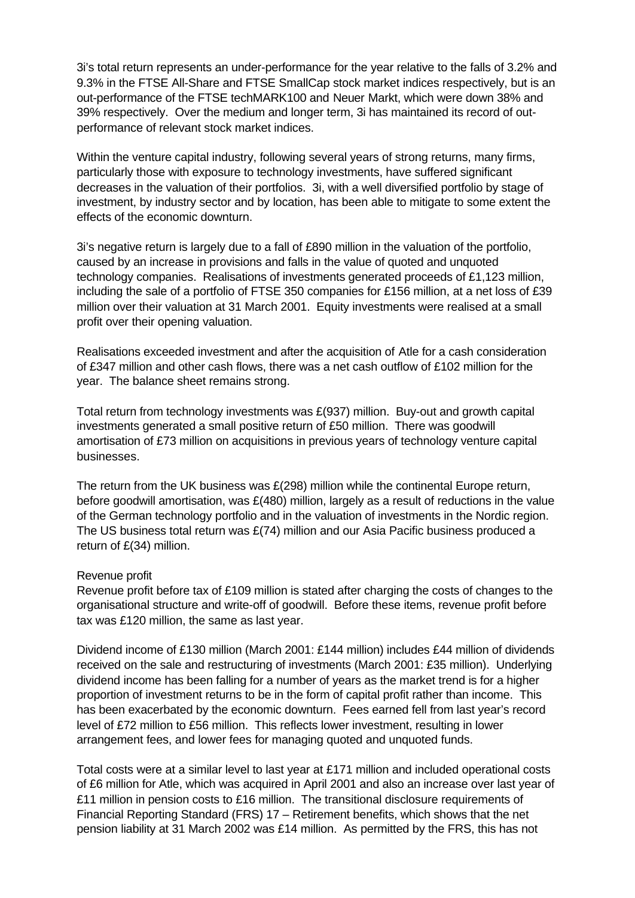3i's total return represents an under-performance for the year relative to the falls of 3.2% and 9.3% in the FTSE All-Share and FTSE SmallCap stock market indices respectively, but is an out-performance of the FTSE techMARK100 and Neuer Markt, which were down 38% and 39% respectively. Over the medium and longer term, 3i has maintained its record of out-performance of relevant stock market indices.

Within the venture capital industry, following several years of strong returns, many firms, particularly those with exposure to technology investments, have suffered significant decreases in the valuation of their portfolios. 3i, with a well diversified portfolio by stage of investment, by industry sector and by location, has been able to mitigate to some extent the effects of the economic downturn.

3i's negative return is largely due to a fall of £890 million in the valuation of the portfolio, caused by an increase in provisions and falls in the value of quoted and unquoted technology companies. Realisations of investments generated proceeds of £1,123 million, including the sale of a portfolio of FTSE 350 companies for £156 million, at a net loss of £39 million over their valuation at 31 March 2001. Equity investments were realised at a small profit over their opening valuation.

Realisations exceeded investment and after the acquisition of Atle for a cash consideration of £347 million and other cash flows, there was a net cash outflow of £102 million for the year. The balance sheet remains strong.

Total return from technology investments was £(937) million. Buy-out and growth capital investments generated a small positive return of £50 million. There was goodwill amortisation of £73 million on acquisitions in previous years of technology venture capital businesses.

The return from the UK business was £(298) million while the continental Europe return, before goodwill amortisation, was £(480) million, largely as a result of reductions in the value of the German technology portfolio and in the valuation of investments in the Nordic region. The US business total return was £(74) million and our Asia Pacific business produced a return of £(34) million.

Revenue profit

Revenue profit before tax of £109 million is stated after charging the costs of changes to the organisational structure and write-off of goodwill. Before these items, revenue profit before tax was £120 million, the same as last year.

Dividend income of £130 million (March 2001: £144 million) includes £44 million of dividends received on the sale and restructuring of investments (March 2001: £35 million). Underlying dividend income has been falling for a number of years as the market trend is for a higher proportion of investment returns to be in the form of capital profit rather than income. This has been exacerbated by the economic downturn. Fees earned fell from last year's record level of £72 million to £56 million. This reflects lower investment, resulting in lower arrangement fees, and lower fees for managing quoted and unquoted funds.

Total costs were at a similar level to last year at £171 million and included operational costs of £6 million for Atle, which was acquired in April 2001 and also an increase over last year of £11 million in pension costs to £16 million. The transitional disclosure requirements of Financial Reporting Standard (FRS) 17 – Retirement benefits, which shows that the net pension liability at 31 March 2002 was £14 million. As permitted by the FRS, this has not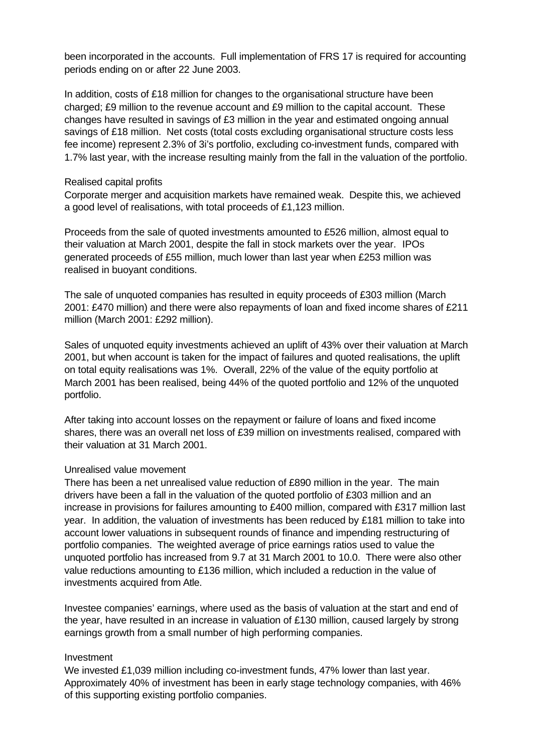been incorporated in the accounts. Full implementation of FRS 17 is required for accounting periods ending on or after 22 June 2003.

In addition, costs of £18 million for changes to the organisational structure have been charged; £9 million to the revenue account and £9 million to the capital account. These changes have resulted in savings of £3 million in the year and estimated ongoing annual savings of £18 million. Net costs (total costs excluding organisational structure costs less fee income) represent 2.3% of 3i's portfolio, excluding co-investment funds, compared with 1.7% last year, with the increase resulting mainly from the fall in the valuation of the portfolio.

Realised capital profits

Corporate merger and acquisition markets have remained weak. Despite this, we achieved a good level of realisations, with total proceeds of £1,123 million.

Proceeds from the sale of quoted investments amounted to £526 million, almost equal to their valuation at March 2001, despite the fall in stock markets over the year. IPOs generated proceeds of £55 million, much lower than last year when £253 million was realised in buoyant conditions.

The sale of unquoted companies has resulted in equity proceeds of £303 million (March 2001: £470 million) and there were also repayments of loan and fixed income shares of £211 million (March 2001: £292 million).

Sales of unquoted equity investments achieved an uplift of 43% over their valuation at March 2001, but when account is taken for the impact of failures and quoted realisations, the uplift on total equity realisations was 1%. Overall, 22% of the value of the equity portfolio at March 2001 has been realised, being 44% of the quoted portfolio and 12% of the unquoted portfolio.

After taking into account losses on the repayment or failure of loans and fixed income shares, there was an overall net loss of £39 million on investments realised, compared with their valuation at 31 March 2001.

Unrealised value movement

There has been a net unrealised value reduction of £890 million in the year. The main drivers have been a fall in the valuation of the quoted portfolio of £303 million and an increase in provisions for failures amounting to £400 million, compared with £317 million last year. In addition, the valuation of investments has been reduced by £181 million to take into account lower valuations in subsequent rounds of finance and impending restructuring of portfolio companies. The weighted average of price earnings ratios used to value the unquoted portfolio has increased from 9.7 at 31 March 2001 to 10.0. There were also other value reductions amounting to £136 million, which included a reduction in the value of investments acquired from Atle.

Investee companies' earnings, where used as the basis of valuation at the start and end of the year, have resulted in an increase in valuation of £130 million, caused largely by strong earnings growth from a small number of high performing companies.

Investment

We invested £1,039 million including co-investment funds, 47% lower than last year. Approximately 40% of investment has been in early stage technology companies, with 46% of this supporting existing portfolio companies.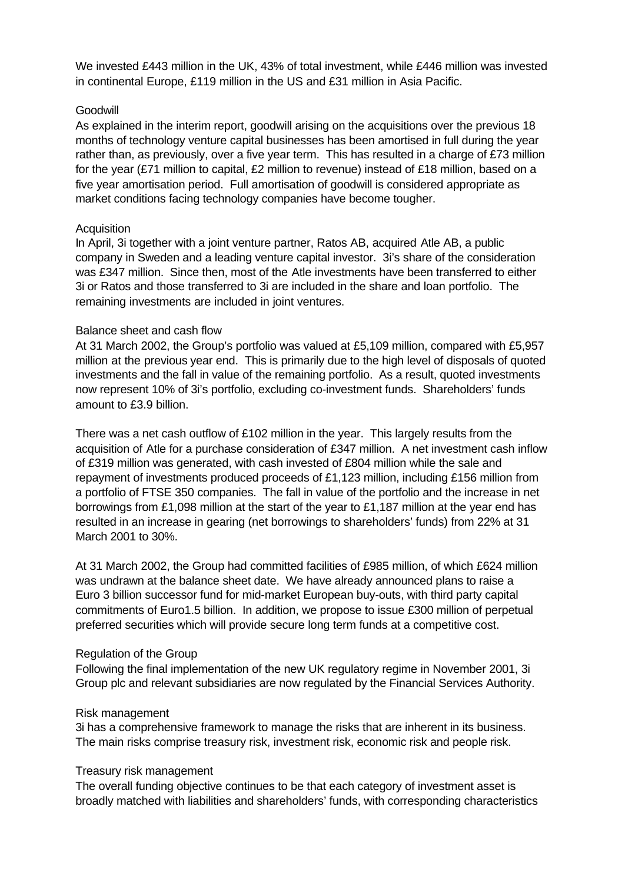We invested £443 million in the UK, 43% of total investment, while £446 million was invested in continental Europe, £119 million in the US and £31 million in Asia Pacific.

### Goodwill

As explained in the interim report, goodwill arising on the acquisitions over the previous 18 months of technology venture capital businesses has been amortised in full during the year rather than, as previously, over a five year term. This has resulted in a charge of £73 million for the year (£71 million to capital, £2 million to revenue) instead of £18 million, based on a five year amortisation period. Full amortisation of goodwill is considered appropriate as market conditions facing technology companies have become tougher.

### Acquisition

In April, 3i together with a joint venture partner, Ratos AB, acquired Atle AB, a public company in Sweden and a leading venture capital investor. 3i's share of the consideration was £347 million. Since then, most of the Atle investments have been transferred to either 3i or Ratos and those transferred to 3i are included in the share and loan portfolio. The remaining investments are included in joint ventures.

### Balance sheet and cash flow

At 31 March 2002, the Group's portfolio was valued at £5,109 million, compared with £5,957 million at the previous year end. This is primarily due to the high level of disposals of quoted investments and the fall in value of the remaining portfolio. As a result, quoted investments now represent 10% of 3i's portfolio, excluding co-investment funds. Shareholders' funds amount to £3.9 billion.

There was a net cash outflow of £102 million in the year. This largely results from the acquisition of Atle for a purchase consideration of £347 million. A net investment cash inflow of £319 million was generated, with cash invested of £804 million while the sale and repayment of investments produced proceeds of £1,123 million, including £156 million from a portfolio of FTSE 350 companies. The fall in value of the portfolio and the increase in net borrowings from £1,098 million at the start of the year to £1,187 million at the year end has resulted in an increase in gearing (net borrowings to shareholders' funds) from 22% at 31 March 2001 to 30%.

At 31 March 2002, the Group had committed facilities of £985 million, of which £624 million was undrawn at the balance sheet date. We have already announced plans to raise a Euro 3 billion successor fund for mid-market European buy-outs, with third party capital commitments of Euro1.5 billion. In addition, we propose to issue £300 million of perpetual preferred securities which will provide secure long term funds at a competitive cost.

### Regulation of the Group

Following the final implementation of the new UK regulatory regime in November 2001, 3i Group plc and relevant subsidiaries are now regulated by the Financial Services Authority.

### Risk management

3i has a comprehensive framework to manage the risks that are inherent in its business. The main risks comprise treasury risk, investment risk, economic risk and people risk.

### Treasury risk management

The overall funding objective continues to be that each category of investment asset is broadly matched with liabilities and shareholders' funds, with corresponding characteristics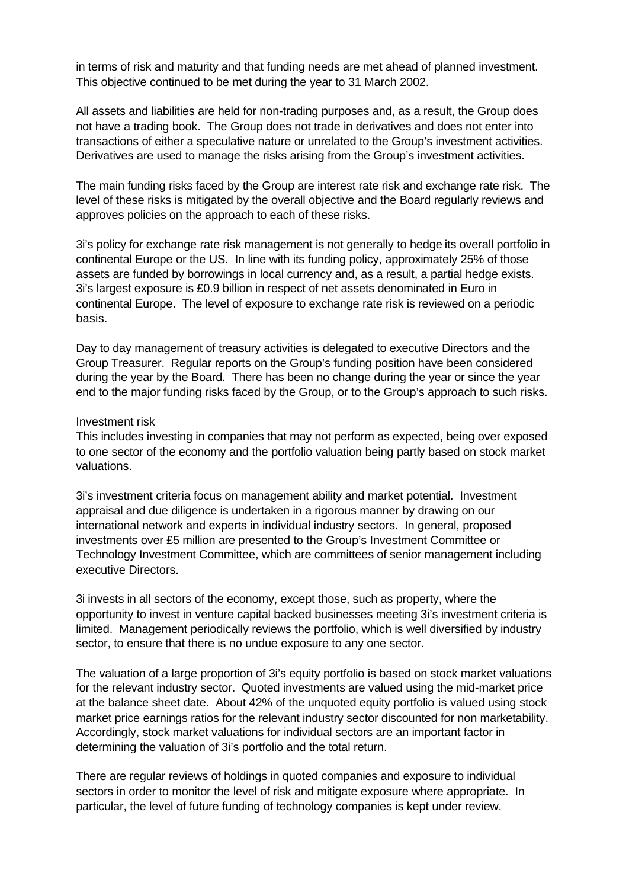in terms of risk and maturity and that funding needs are met ahead of planned investment. This objective continued to be met during the year to 31 March 2002.

All assets and liabilities are held for non-trading purposes and, as a result, the Group does not have a trading book. The Group does not trade in derivatives and does not enter into transactions of either a speculative nature or unrelated to the Group's investment activities. Derivatives are used to manage the risks arising from the Group's investment activities.

The main funding risks faced by the Group are interest rate risk and exchange rate risk. The level of these risks is mitigated by the overall objective and the Board regularly reviews and approves policies on the approach to each of these risks.

3i's policy for exchange rate risk management is not generally to hedge its overall portfolio in continental Europe or the US. In line with its funding policy, approximately 25% of those assets are funded by borrowings in local currency and, as a result, a partial hedge exists. 3i's largest exposure is £0.9 billion in respect of net assets denominated in Euro in continental Europe. The level of exposure to exchange rate risk is reviewed on a periodic basis.

Day to day management of treasury activities is delegated to executive Directors and the Group Treasurer. Regular reports on the Group's funding position have been considered during the year by the Board. There has been no change during the year or since the year end to the major funding risks faced by the Group, or to the Group's approach to such risks.

Investment risk

This includes investing in companies that may not perform as expected, being over exposed to one sector of the economy and the portfolio valuation being partly based on stock market valuations.

3i's investment criteria focus on management ability and market potential. Investment appraisal and due diligence is undertaken in a rigorous manner by drawing on our international network and experts in individual industry sectors. In general, proposed investments over £5 million are presented to the Group's Investment Committee or Technology Investment Committee, which are committees of senior management including executive Directors.

3i invests in all sectors of the economy, except those, such as property, where the opportunity to invest in venture capital backed businesses meeting 3i's investment criteria is limited. Management periodically reviews the portfolio, which is well diversified by industry sector, to ensure that there is no undue exposure to any one sector.

The valuation of a large proportion of 3i's equity portfolio is based on stock market valuations for the relevant industry sector. Quoted investments are valued using the mid-market price at the balance sheet date. About 42% of the unquoted equity portfolio is valued using stock market price earnings ratios for the relevant industry sector discounted for non marketability. Accordingly, stock market valuations for individual sectors are an important factor in determining the valuation of 3i's portfolio and the total return.

There are regular reviews of holdings in quoted companies and exposure to individual sectors in order to monitor the level of risk and mitigate exposure where appropriate. In particular, the level of future funding of technology companies is kept under review.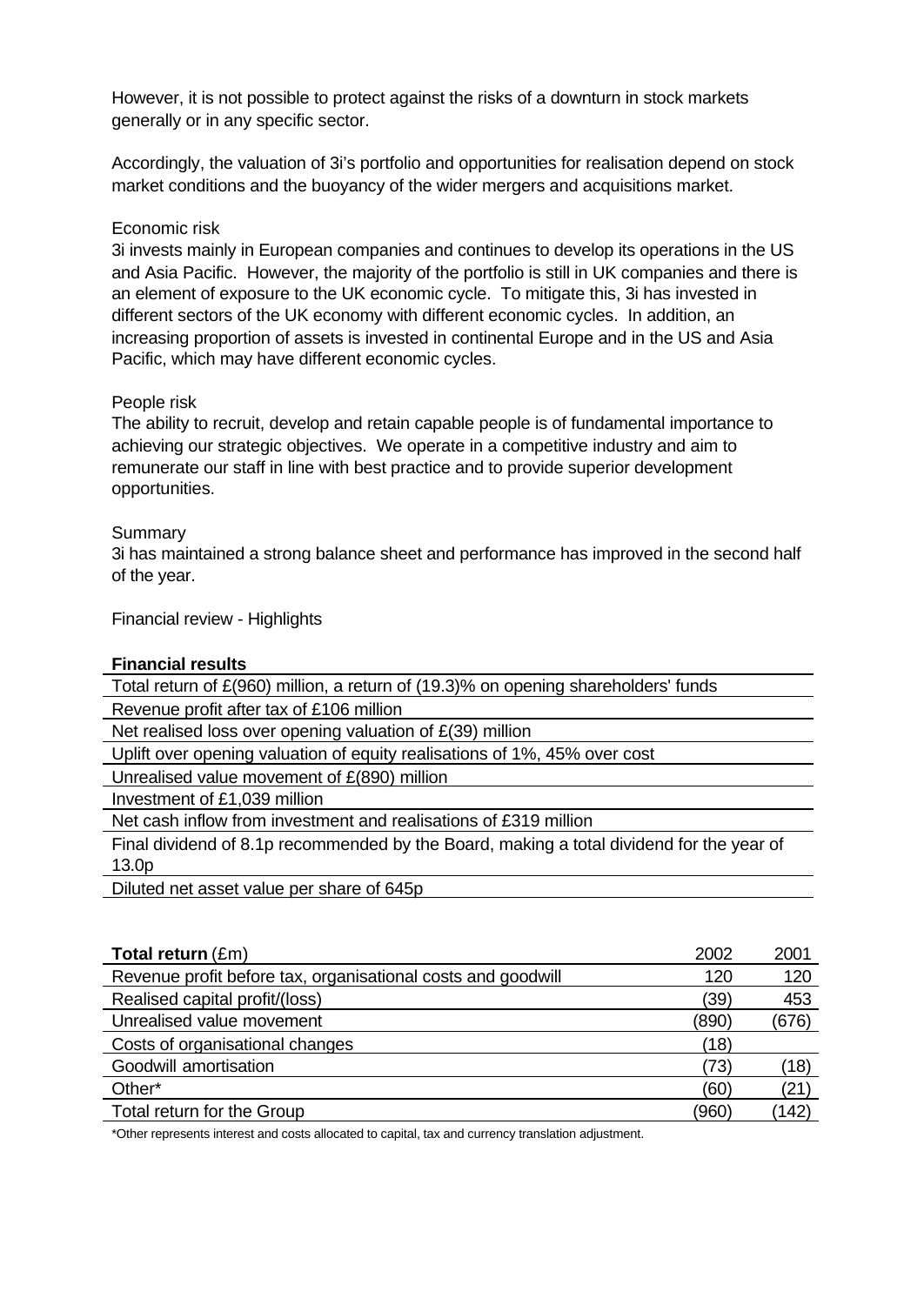However, it is not possible to protect against the risks of a downturn in stock markets generally or in any specific sector.

Accordingly, the valuation of 3i's portfolio and opportunities for realisation depend on stock market conditions and the buoyancy of the wider mergers and acquisitions market.

Economic risk

3i invests mainly in European companies and continues to develop its operations in the US and Asia Pacific. However, the majority of the portfolio is still in UK companies and there is an element of exposure to the UK economic cycle. To mitigate this, 3i has invested in different sectors of the UK economy with different economic cycles. In addition, an increasing proportion of assets is invested in continental Europe and in the US and Asia Pacific, which may have different economic cycles.

People risk

The ability to recruit, develop and retain capable people is of fundamental importance to achieving our strategic objectives. We operate in a competitive industry and aim to remunerate our staff in line with best practice and to provide superior development opportunities.

Summary

3i has maintained a strong balance sheet and performance has improved in the second half of the year.

Financial review - Highlights

| **Financial results** |
|---|
| Total return of £(960) million, a return of (19.3)% on opening shareholders' funds |
| Revenue profit after tax of £106 million |
| Net realised loss over opening valuation of £(39) million |
| Uplift over opening valuation of equity realisations of 1%, 45% over cost |
| Unrealised value movement of £(890) million |
| Investment of £1,039 million |
| Net cash inflow from investment and realisations of £319 million |
| Final dividend of 8.1p recommended by the Board, making a total dividend for the year of 13.0p |
| Diluted net asset value per share of 645p |

| **Total return** (£m) | 2002 | 2001 |
|---|---|---|
| Revenue profit before tax, organisational costs and goodwill | 120 | 120 |
| Realised capital profit/(loss) | (39) | 453 |
| Unrealised value movement | (890) | (676) |
| Costs of organisational changes | (18) | |
| Goodwill amortisation | (73) | (18) |
| Other* | (60) | (21) |
| Total return for the Group | (960) | (142) |

*Other represents interest and costs allocated to capital, tax and currency translation adjustment.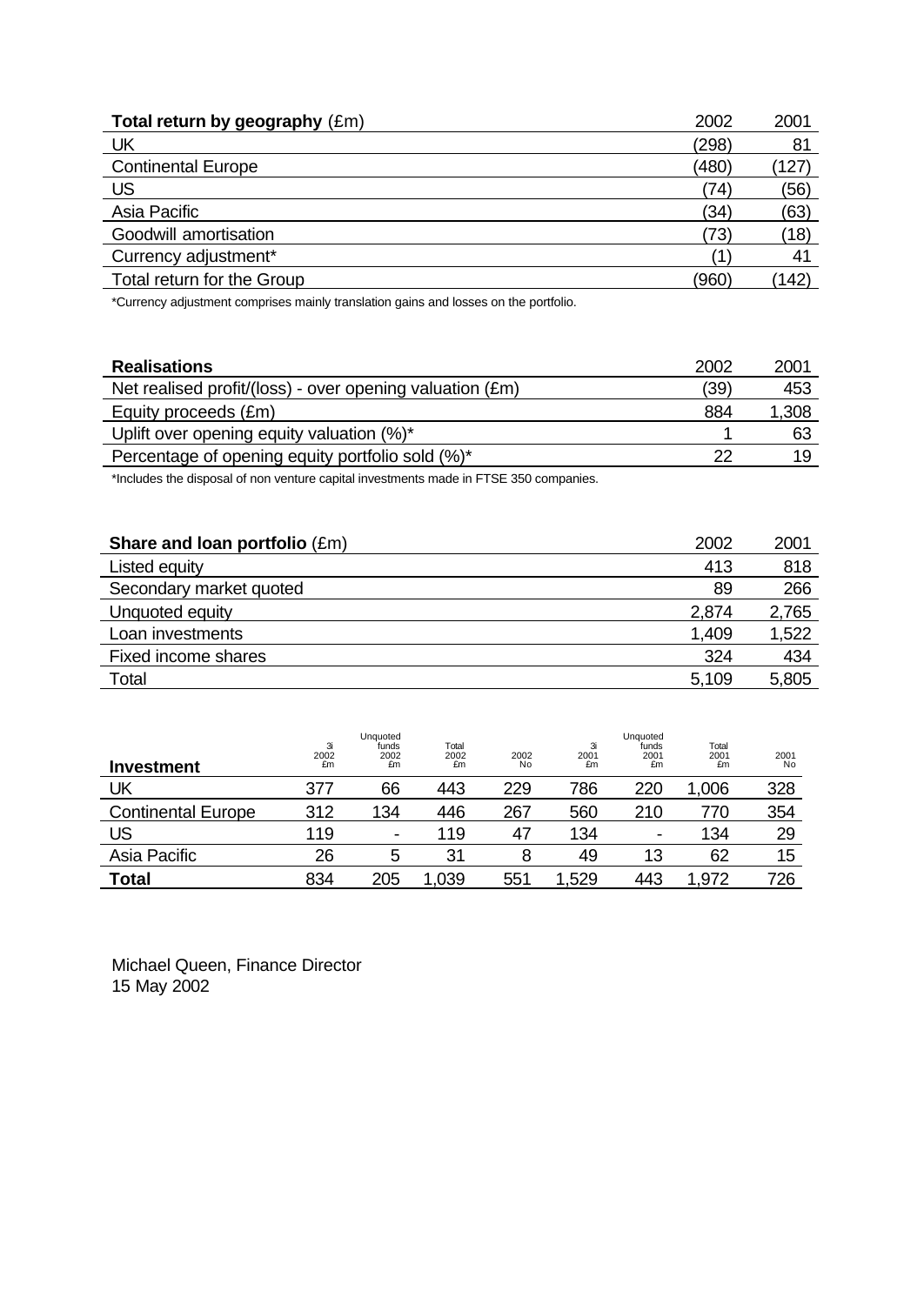| **Total return by geography** (£m) | 2002 | 2001 |
|---|---|---|
| UK | (298) | 81 |
| Continental Europe | (480) | (127) |
| US | (74) | (56) |
| Asia Pacific | (34) | (63) |
| Goodwill amortisation | (73) | (18) |
| Currency adjustment* | (1) | 41 |
| Total return for the Group | (960) | (142) |

*Currency adjustment comprises mainly translation gains and losses on the portfolio.

| **Realisations** | 2002 | 2001 |
|---|---|---|
| Net realised profit/(loss) - over opening valuation (£m) | (39) | 453 |
| Equity proceeds (£m) | 884 | 1,308 |
| Uplift over opening equity valuation (%)* | 1 | 63 |
| Percentage of opening equity portfolio sold (%)* | 22 | 19 |

*Includes the disposal of non venture capital investments made in FTSE 350 companies.

| **Share and loan portfolio** (£m) | 2002 | 2001 |
|---|---|---|
| Listed equity | 413 | 818 |
| Secondary market quoted | 89 | 266 |
| Unquoted equity | 2,874 | 2,765 |
| Loan investments | 1,409 | 1,522 |
| Fixed income shares | 324 | 434 |
| Total | 5,109 | 5,805 |

| **Investment** | 3i 2002 £m | Unquoted funds 2002 £m | Total 2002 £m | 2002 No | 3i 2001 £m | Unquoted funds 2001 £m | Total 2001 £m | 2001 No |
|---|---|---|---|---|---|---|---|---|
| UK | 377 | 66 | 443 | 229 | 786 | 220 | 1,006 | 328 |
| Continental Europe | 312 | 134 | 446 | 267 | 560 | 210 | 770 | 354 |
| US | 119 | - | 119 | 47 | 134 | - | 134 | 29 |
| Asia Pacific | 26 | 5 | 31 | 8 | 49 | 13 | 62 | 15 |
| **Total** | 834 | 205 | 1,039 | 551 | 1,529 | 443 | 1,972 | 726 |

Michael Queen, Finance Director
15 May 2002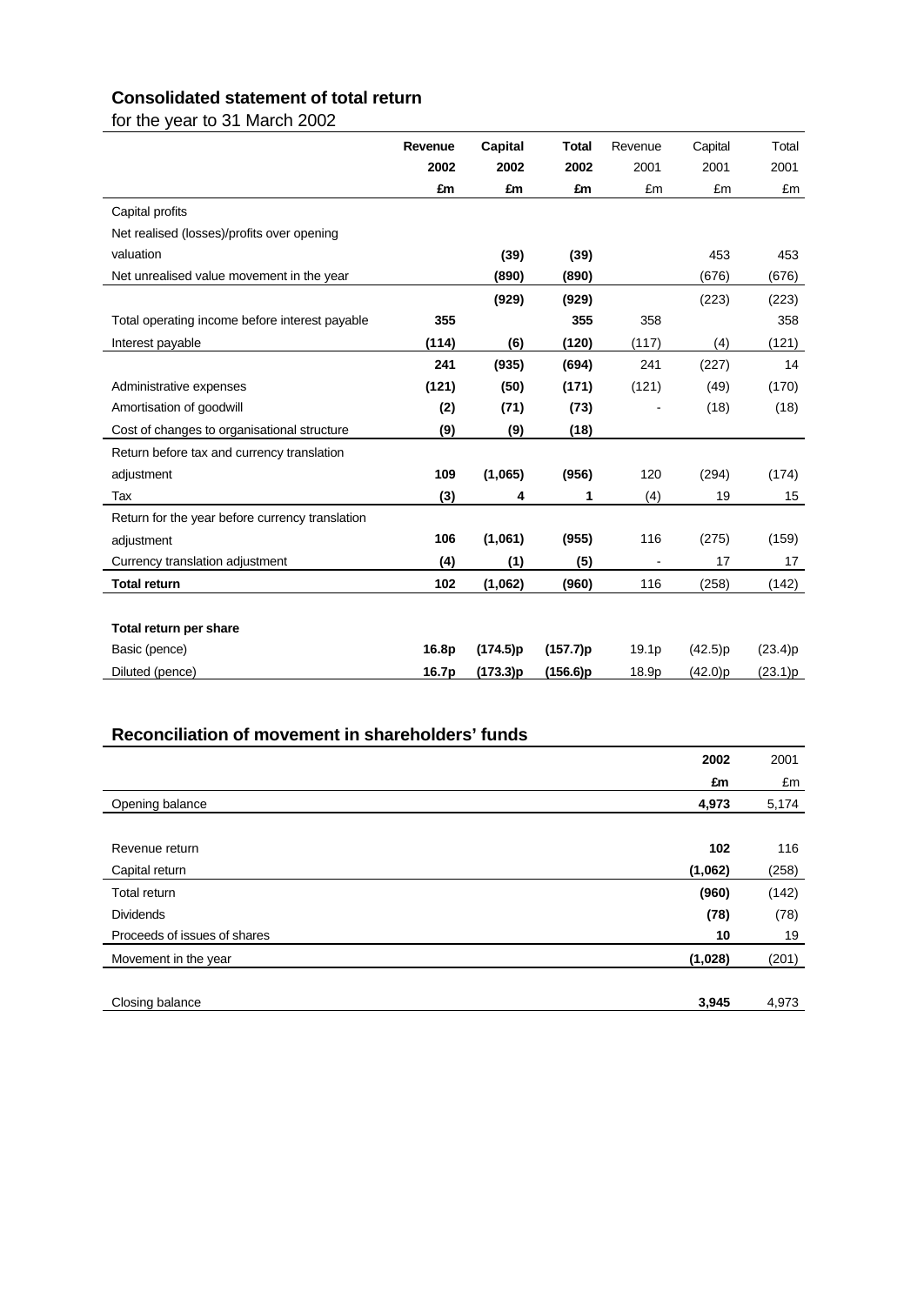## Consolidated statement of total return

for the year to 31 March 2002

| | **Revenue 2002 £m** | **Capital 2002 £m** | **Total 2002 £m** | Revenue 2001 £m | Capital 2001 £m | Total 2001 £m |
|---|---|---|---|---|---|---|
| Capital profits | | | | | | |
| Net realised (losses)/profits over opening valuation | | **(39)** | **(39)** | | 453 | 453 |
| Net unrealised value movement in the year | | **(890)** | **(890)** | | (676) | (676) |
| | | **(929)** | **(929)** | | (223) | (223) |
| Total operating income before interest payable | **355** | | **355** | 358 | | 358 |
| Interest payable | **(114)** | **(6)** | **(120)** | (117) | (4) | (121) |
| | **241** | **(935)** | **(694)** | 241 | (227) | 14 |
| Administrative expenses | **(121)** | **(50)** | **(171)** | (121) | (49) | (170) |
| Amortisation of goodwill | **(2)** | **(71)** | **(73)** | - | (18) | (18) |
| Cost of changes to organisational structure | **(9)** | **(9)** | **(18)** | | | |
| Return before tax and currency translation adjustment | **109** | **(1,065)** | **(956)** | 120 | (294) | (174) |
| Tax | **(3)** | **4** | **1** | (4) | 19 | 15 |
| Return for the year before currency translation adjustment | **106** | **(1,061)** | **(955)** | 116 | (275) | (159) |
| Currency translation adjustment | **(4)** | **(1)** | **(5)** | - | 17 | 17 |
| **Total return** | **102** | **(1,062)** | **(960)** | 116 | (258) | (142) |
| | | | | | | |
| **Total return per share** | | | | | | |
| Basic (pence) | **16.8p** | **(174.5)p** | **(157.7)p** | 19.1p | (42.5)p | (23.4)p |
| Diluted (pence) | **16.7p** | **(173.3)p** | **(156.6)p** | 18.9p | (42.0)p | (23.1)p |

## Reconciliation of movement in shareholders' funds

| | **2002 £m** | 2001 £m |
|---|---|---|
| Opening balance | **4,973** | 5,174 |
| | | |
| Revenue return | **102** | 116 |
| Capital return | **(1,062)** | (258) |
| Total return | **(960)** | (142) |
| Dividends | **(78)** | (78) |
| Proceeds of issues of shares | **10** | 19 |
| Movement in the year | **(1,028)** | (201) |
| | | |
| Closing balance | **3,945** | 4,973 |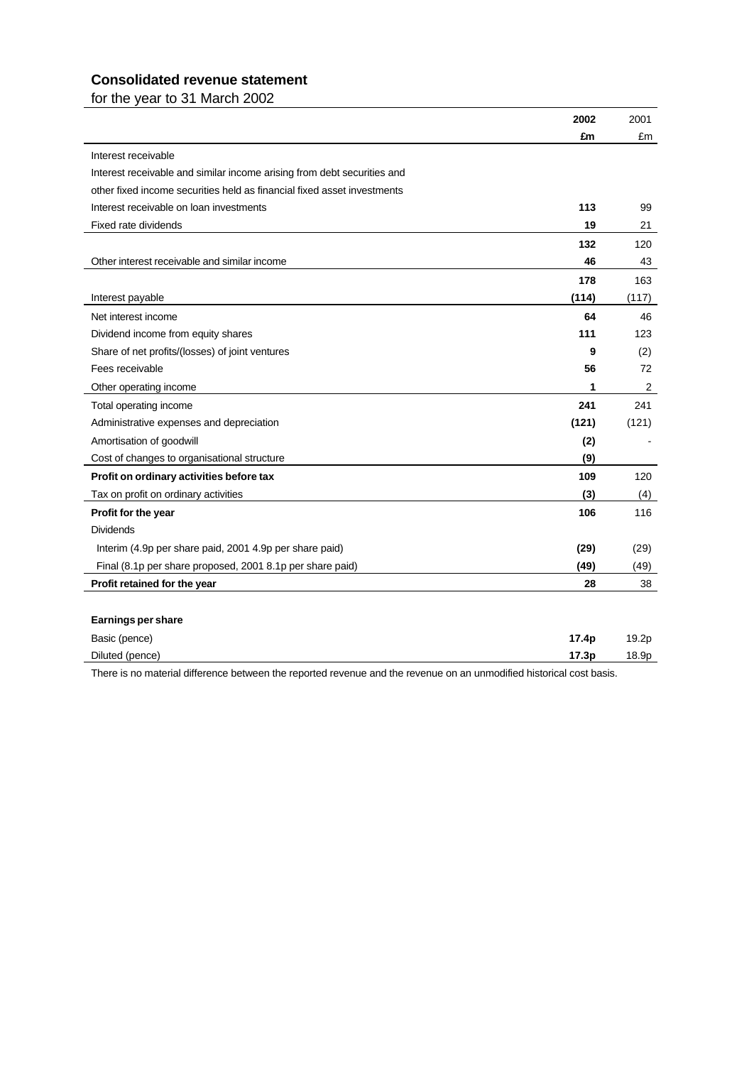## Consolidated revenue statement

for the year to 31 March 2002

| | 2002 | 2001 |
|---|---|---|
| | £m | £m |
| Interest receivable | | |
| Interest receivable and similar income arising from debt securities and | | |
| other fixed income securities held as financial fixed asset investments | | |
| Interest receivable on loan investments | **113** | 99 |
| Fixed rate dividends | **19** | 21 |
| | **132** | 120 |
| Other interest receivable and similar income | **46** | 43 |
| | **178** | 163 |
| Interest payable | **(114)** | (117) |
| Net interest income | **64** | 46 |
| Dividend income from equity shares | **111** | 123 |
| Share of net profits/(losses) of joint ventures | **9** | (2) |
| Fees receivable | **56** | 72 |
| Other operating income | **1** | 2 |
| Total operating income | **241** | 241 |
| Administrative expenses and depreciation | **(121)** | (121) |
| Amortisation of goodwill | **(2)** | - |
| Cost of changes to organisational structure | **(9)** | |
| **Profit on ordinary activities before tax** | **109** | 120 |
| Tax on profit on ordinary activities | **(3)** | (4) |
| **Profit for the year** | **106** | 116 |
| Dividends | | |
| Interim (4.9p per share paid, 2001 4.9p per share paid) | **(29)** | (29) |
| Final (8.1p per share proposed, 2001 8.1p per share paid) | **(49)** | (49) |
| **Profit retained for the year** | **28** | 38 |
| | | |
| **Earnings per share** | | |
| Basic (pence) | **17.4p** | 19.2p |
| Diluted (pence) | **17.3p** | 18.9p |

There is no material difference between the reported revenue and the revenue on an unmodified historical cost basis.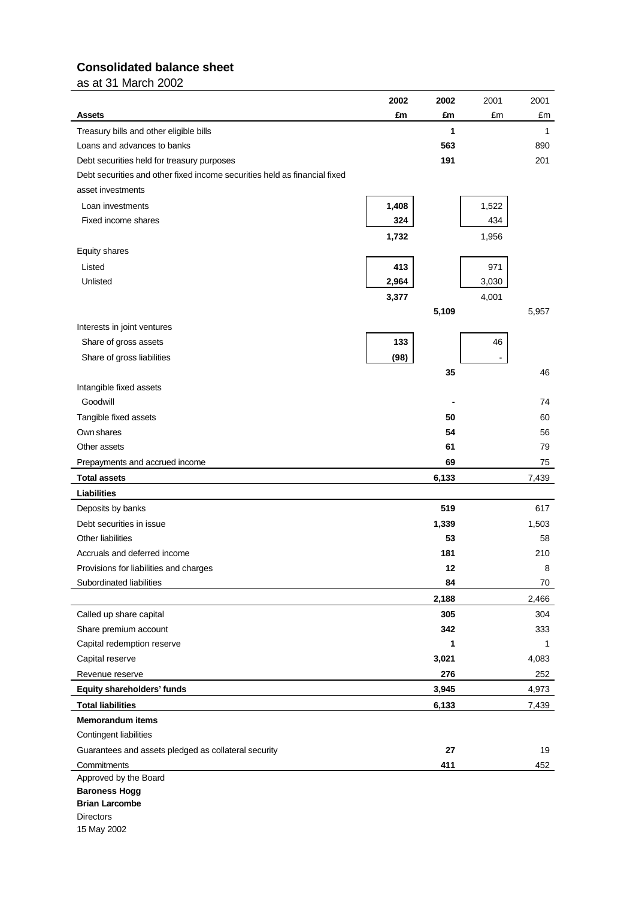## Consolidated balance sheet

as at 31 March 2002

| Assets | 2002 £m | 2002 £m | 2001 £m | 2001 £m |
|---|---|---|---|---|
| Treasury bills and other eligible bills | | **1** | | 1 |
| Loans and advances to banks | | **563** | | 890 |
| Debt securities held for treasury purposes | | **191** | | 201 |
| Debt securities and other fixed income securities held as financial fixed asset investments | | | | |
| Loan investments | **1,408** | | 1,522 | |
| Fixed income shares | **324** | | 434 | |
| | **1,732** | | 1,956 | |
| Equity shares | | | | |
| Listed | **413** | | 971 | |
| Unlisted | **2,964** | | 3,030 | |
| | **3,377** | | 4,001 | |
| | | **5,109** | | 5,957 |
| Interests in joint ventures | | | | |
| Share of gross assets | **133** | | 46 | |
| Share of gross liabilities | **(98)** | | - | |
| | | **35** | | 46 |
| Intangible fixed assets | | | | |
| Goodwill | | **-** | | 74 |
| Tangible fixed assets | | **50** | | 60 |
| Own shares | | **54** | | 56 |
| Other assets | | **61** | | 79 |
| Prepayments and accrued income | | **69** | | 75 |
| **Total assets** | | **6,133** | | 7,439 |
| **Liabilities** | | | | |
| Deposits by banks | | **519** | | 617 |
| Debt securities in issue | | **1,339** | | 1,503 |
| Other liabilities | | **53** | | 58 |
| Accruals and deferred income | | **181** | | 210 |
| Provisions for liabilities and charges | | **12** | | 8 |
| Subordinated liabilities | | **84** | | 70 |
| | | **2,188** | | 2,466 |
| Called up share capital | | **305** | | 304 |
| Share premium account | | **342** | | 333 |
| Capital redemption reserve | | **1** | | 1 |
| Capital reserve | | **3,021** | | 4,083 |
| Revenue reserve | | **276** | | 252 |
| **Equity shareholders' funds** | | **3,945** | | 4,973 |
| **Total liabilities** | | **6,133** | | 7,439 |
| **Memorandum items** | | | | |
| Contingent liabilities | | | | |
| Guarantees and assets pledged as collateral security | | **27** | | 19 |
| Commitments | | **411** | | 452 |

Approved by the Board

**Baroness Hogg**

**Brian Larcombe**

Directors

15 May 2002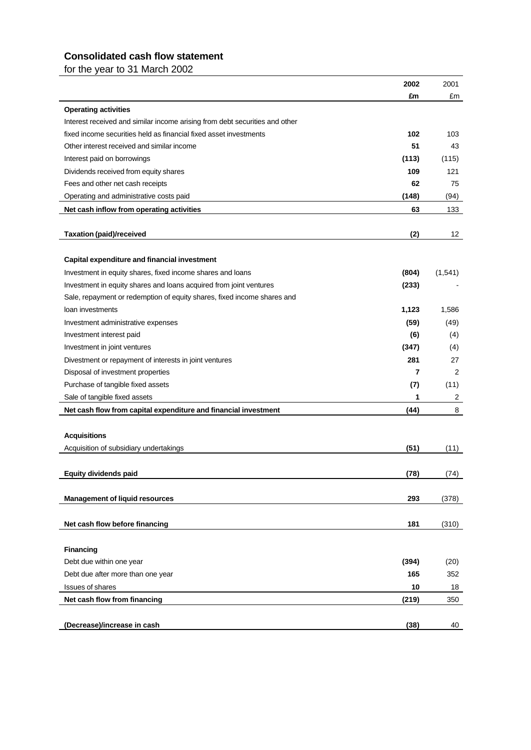## Consolidated cash flow statement

for the year to 31 March 2002

| | 2002 | 2001 |
|---|---|---|
| | £m | £m |
| **Operating activities** | | |
| Interest received and similar income arising from debt securities and other fixed income securities held as financial fixed asset investments | **102** | 103 |
| Other interest received and similar income | **51** | 43 |
| Interest paid on borrowings | **(113)** | (115) |
| Dividends received from equity shares | **109** | 121 |
| Fees and other net cash receipts | **62** | 75 |
| Operating and administrative costs paid | **(148)** | (94) |
| **Net cash inflow from operating activities** | **63** | 133 |
| | | |
| **Taxation (paid)/received** | **(2)** | 12 |
| | | |
| **Capital expenditure and financial investment** | | |
| Investment in equity shares, fixed income shares and loans | **(804)** | (1,541) |
| Investment in equity shares and loans acquired from joint ventures | **(233)** | - |
| Sale, repayment or redemption of equity shares, fixed income shares and loan investments | **1,123** | 1,586 |
| Investment administrative expenses | **(59)** | (49) |
| Investment interest paid | **(6)** | (4) |
| Investment in joint ventures | **(347)** | (4) |
| Divestment or repayment of interests in joint ventures | **281** | 27 |
| Disposal of investment properties | **7** | 2 |
| Purchase of tangible fixed assets | **(7)** | (11) |
| Sale of tangible fixed assets | **1** | 2 |
| **Net cash flow from capital expenditure and financial investment** | **(44)** | 8 |
| | | |
| **Acquisitions** | | |
| Acquisition of subsidiary undertakings | **(51)** | (11) |
| | | |
| **Equity dividends paid** | **(78)** | (74) |
| | | |
| **Management of liquid resources** | **293** | (378) |
| | | |
| **Net cash flow before financing** | **181** | (310) |
| | | |
| **Financing** | | |
| Debt due within one year | **(394)** | (20) |
| Debt due after more than one year | **165** | 352 |
| Issues of shares | **10** | 18 |
| **Net cash flow from financing** | **(219)** | 350 |
| | | |
| **(Decrease)/increase in cash** | **(38)** | 40 |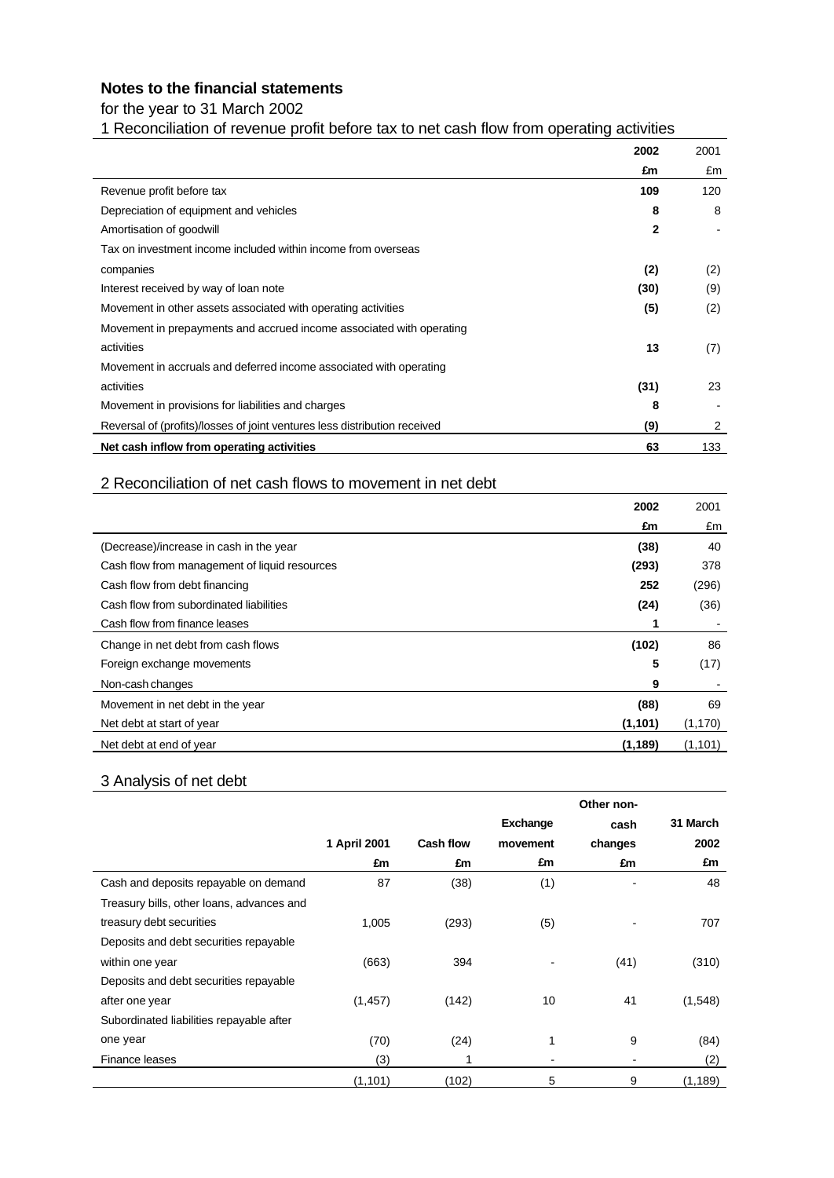# Notes to the financial statements

for the year to 31 March 2002

## 1 Reconciliation of revenue profit before tax to net cash flow from operating activities

| | 2002 | 2001 |
|---|---|---|
| | £m | £m |
| Revenue profit before tax | 109 | 120 |
| Depreciation of equipment and vehicles | 8 | 8 |
| Amortisation of goodwill | 2 | - |
| Tax on investment income included within income from overseas companies | (2) | (2) |
| Interest received by way of loan note | (30) | (9) |
| Movement in other assets associated with operating activities | (5) | (2) |
| Movement in prepayments and accrued income associated with operating activities | 13 | (7) |
| Movement in accruals and deferred income associated with operating activities | (31) | 23 |
| Movement in provisions for liabilities and charges | 8 | - |
| Reversal of (profits)/losses of joint ventures less distribution received | (9) | 2 |
| **Net cash inflow from operating activities** | 63 | 133 |

## 2 Reconciliation of net cash flows to movement in net debt

| | 2002 | 2001 |
|---|---|---|
| | £m | £m |
| (Decrease)/increase in cash in the year | (38) | 40 |
| Cash flow from management of liquid resources | (293) | 378 |
| Cash flow from debt financing | 252 | (296) |
| Cash flow from subordinated liabilities | (24) | (36) |
| Cash flow from finance leases | 1 | - |
| Change in net debt from cash flows | (102) | 86 |
| Foreign exchange movements | 5 | (17) |
| Non-cash changes | 9 | - |
| Movement in net debt in the year | (88) | 69 |
| Net debt at start of year | (1,101) | (1,170) |
| Net debt at end of year | (1,189) | (1,101) |

## 3 Analysis of net debt

| | 1 April 2001 | Cash flow | Exchange movement | Other non-cash changes | 31 March 2002 |
|---|---|---|---|---|---|
| | £m | £m | £m | £m | £m |
| Cash and deposits repayable on demand | 87 | (38) | (1) | - | 48 |
| Treasury bills, other loans, advances and treasury debt securities | 1,005 | (293) | (5) | - | 707 |
| Deposits and debt securities repayable within one year | (663) | 394 | - | (41) | (310) |
| Deposits and debt securities repayable after one year | (1,457) | (142) | 10 | 41 | (1,548) |
| Subordinated liabilities repayable after one year | (70) | (24) | 1 | 9 | (84) |
| Finance leases | (3) | 1 | - | - | (2) |
| | (1,101) | (102) | 5 | 9 | (1,189) |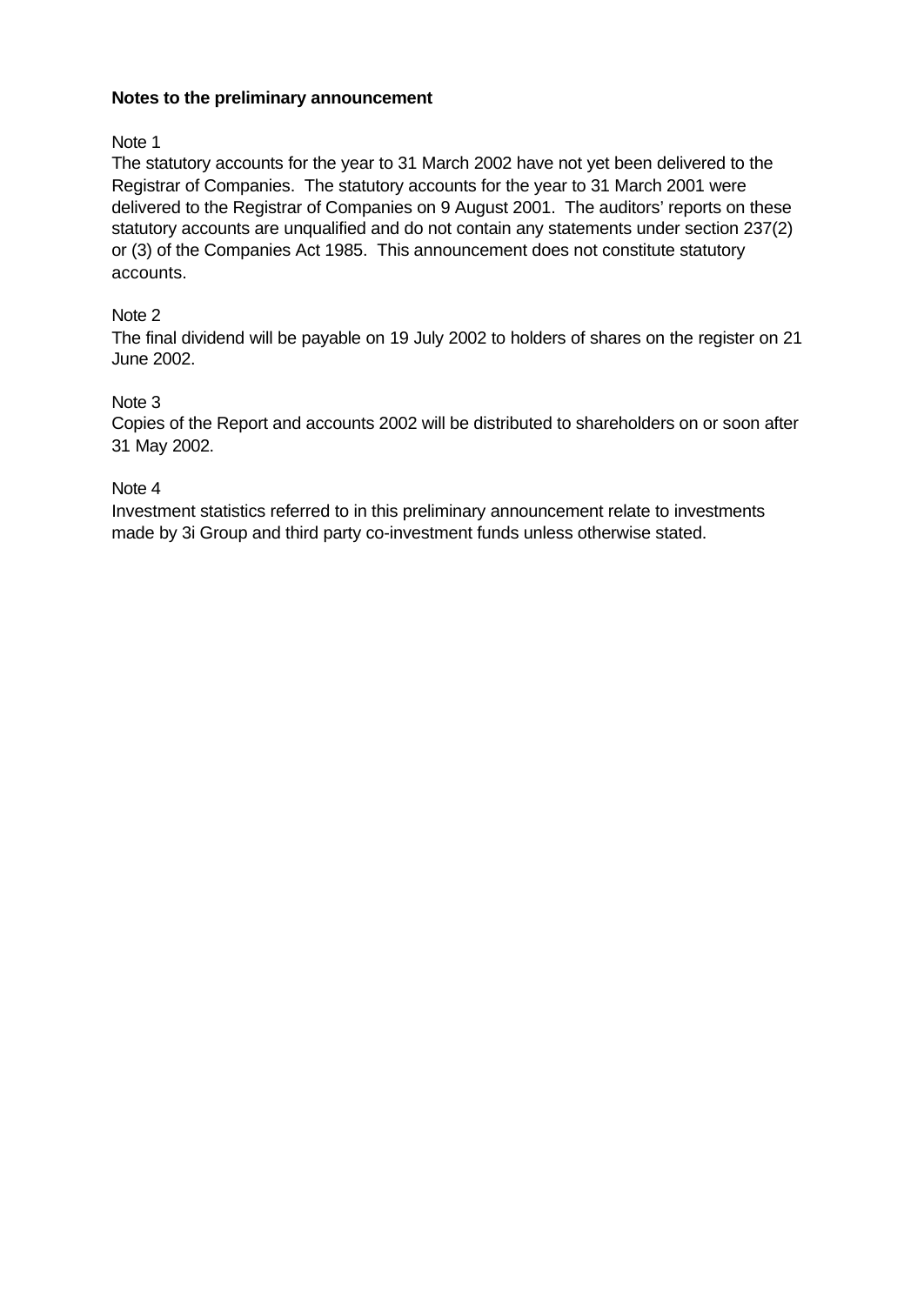**Notes to the preliminary announcement**

Note 1

The statutory accounts for the year to 31 March 2002 have not yet been delivered to the Registrar of Companies. The statutory accounts for the year to 31 March 2001 were delivered to the Registrar of Companies on 9 August 2001. The auditors' reports on these statutory accounts are unqualified and do not contain any statements under section 237(2) or (3) of the Companies Act 1985. This announcement does not constitute statutory accounts.

Note 2

The final dividend will be payable on 19 July 2002 to holders of shares on the register on 21 June 2002.

Note 3

Copies of the Report and accounts 2002 will be distributed to shareholders on or soon after 31 May 2002.

Note 4

Investment statistics referred to in this preliminary announcement relate to investments made by 3i Group and third party co-investment funds unless otherwise stated.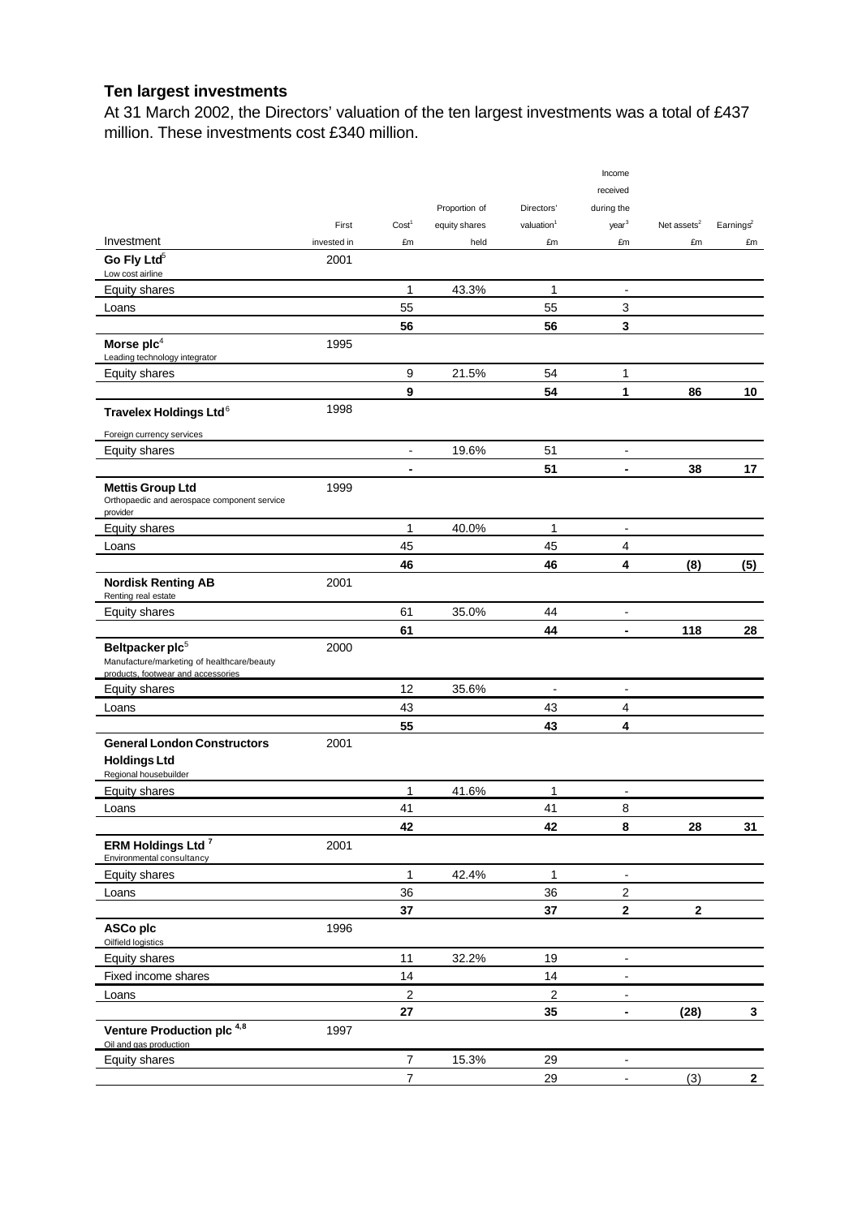## Ten largest investments

At 31 March 2002, the Directors' valuation of the ten largest investments was a total of £437 million. These investments cost £340 million.

| Investment | First invested in | Cost[1] £m | Proportion of equity shares held | Directors' valuation[1] £m | Income received during the year[3] £m | Net assets[2] £m | Earnings[2] £m |
|---|---|---|---|---|---|---|---|
| **Go Fly Ltd**[5] | 2001 | | | | | | |
| Low cost airline | | | | | | | |
| Equity shares | | 1 | 43.3% | 1 | - | | |
| Loans | | 55 | | 55 | 3 | | |
| | | **56** | | **56** | **3** | | |
| **Morse plc**[4] | 1995 | | | | | | |
| Leading technology integrator | | | | | | | |
| Equity shares | | 9 | 21.5% | 54 | 1 | | |
| | | **9** | | **54** | **1** | **86** | **10** |
| **Travelex Holdings Ltd**[6] | 1998 | | | | | | |
| Foreign currency services | | | | | | | |
| Equity shares | | - | 19.6% | 51 | - | | |
| | | **-** | | **51** | **-** | **38** | **17** |
| **Mettis Group Ltd** | 1999 | | | | | | |
| Orthopaedic and aerospace component service provider | | | | | | | |
| Equity shares | | 1 | 40.0% | 1 | - | | |
| Loans | | 45 | | 45 | 4 | | |
| | | **46** | | **46** | **4** | **(8)** | **(5)** |
| **Nordisk Renting AB** | 2001 | | | | | | |
| Renting real estate | | | | | | | |
| Equity shares | | 61 | 35.0% | 44 | - | | |
| | | **61** | | **44** | **-** | **118** | **28** |
| **Beltpacker plc**[5] | 2000 | | | | | | |
| Manufacture/marketing of healthcare/beauty products, footwear and accessories | | | | | | | |
| Equity shares | | 12 | 35.6% | - | - | | |
| Loans | | 43 | | 43 | 4 | | |
| | | **55** | | **43** | **4** | | |
| **General London Constructors Holdings Ltd** | 2001 | | | | | | |
| Regional housebuilder | | | | | | | |
| Equity shares | | 1 | 41.6% | 1 | - | | |
| Loans | | 41 | | 41 | 8 | | |
| | | **42** | | **42** | **8** | **28** | **31** |
| **ERM Holdings Ltd**[7] | 2001 | | | | | | |
| Environmental consultancy | | | | | | | |
| Equity shares | | 1 | 42.4% | 1 | - | | |
| Loans | | 36 | | 36 | 2 | | |
| | | **37** | | **37** | **2** | **2** | |
| **ASCo plc** | 1996 | | | | | | |
| Oilfield logistics | | | | | | | |
| Equity shares | | 11 | 32.2% | 19 | - | | |
| Fixed income shares | | 14 | | 14 | - | | |
| Loans | | 2 | | 2 | - | | |
| | | **27** | | **35** | **-** | **(28)** | **3** |
| **Venture Production plc**[4,8] | 1997 | | | | | | |
| Oil and gas production | | | | | | | |
| Equity shares | | 7 | 15.3% | 29 | - | | |
| | | 7 | | 29 | - | (3) | **2** |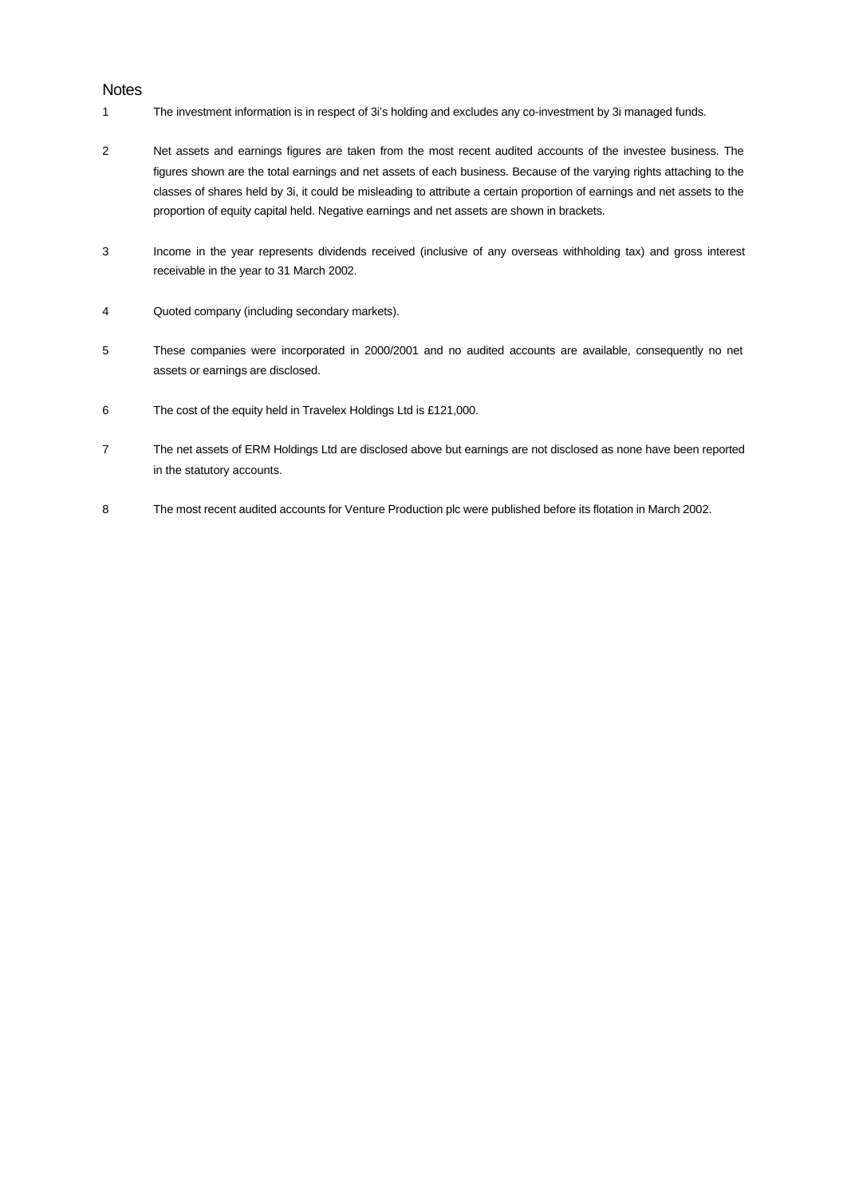## Notes

1. The investment information is in respect of 3i's holding and excludes any co-investment by 3i managed funds.

2. Net assets and earnings figures are taken from the most recent audited accounts of the investee business. The figures shown are the total earnings and net assets of each business. Because of the varying rights attaching to the classes of shares held by 3i, it could be misleading to attribute a certain proportion of earnings and net assets to the proportion of equity capital held. Negative earnings and net assets are shown in brackets.

3. Income in the year represents dividends received (inclusive of any overseas withholding tax) and gross interest receivable in the year to 31 March 2002.

4. Quoted company (including secondary markets).

5. These companies were incorporated in 2000/2001 and no audited accounts are available, consequently no net assets or earnings are disclosed.

6. The cost of the equity held in Travelex Holdings Ltd is £121,000.

7. The net assets of ERM Holdings Ltd are disclosed above but earnings are not disclosed as none have been reported in the statutory accounts.

8. The most recent audited accounts for Venture Production plc were published before its flotation in March 2002.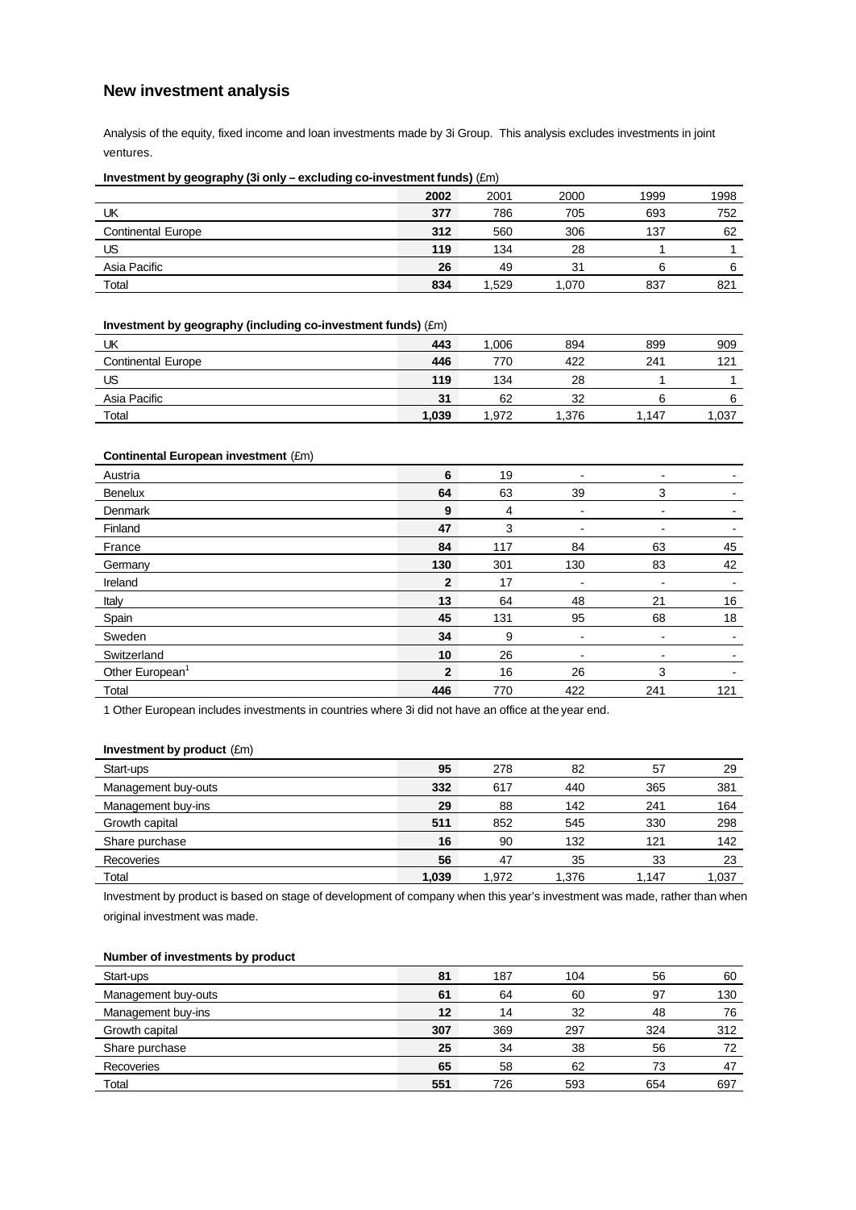## New investment analysis

Analysis of the equity, fixed income and loan investments made by 3i Group. This analysis excludes investments in joint ventures.

**Investment by geography (3i only – excluding co-investment funds)** (£m)

| | **2002** | 2001 | 2000 | 1999 | 1998 |
|---|---|---|---|---|---|
| UK | **377** | 786 | 705 | 693 | 752 |
| Continental Europe | **312** | 560 | 306 | 137 | 62 |
| US | **119** | 134 | 28 | 1 | 1 |
| Asia Pacific | **26** | 49 | 31 | 6 | 6 |
| Total | **834** | 1,529 | 1,070 | 837 | 821 |

**Investment by geography (including co-investment funds)** (£m)

| | **2002** | 2001 | 2000 | 1999 | 1998 |
|---|---|---|---|---|---|
| UK | **443** | 1,006 | 894 | 899 | 909 |
| Continental Europe | **446** | 770 | 422 | 241 | 121 |
| US | **119** | 134 | 28 | 1 | 1 |
| Asia Pacific | **31** | 62 | 32 | 6 | 6 |
| Total | **1,039** | 1,972 | 1,376 | 1,147 | 1,037 |

**Continental European investment** (£m)

| | **2002** | 2001 | 2000 | 1999 | 1998 |
|---|---|---|---|---|---|
| Austria | **6** | 19 | - | - | - |
| Benelux | **64** | 63 | 39 | 3 | - |
| Denmark | **9** | 4 | - | - | - |
| Finland | **47** | 3 | - | - | - |
| France | **84** | 117 | 84 | 63 | 45 |
| Germany | **130** | 301 | 130 | 83 | 42 |
| Ireland | **2** | 17 | - | - | - |
| Italy | **13** | 64 | 48 | 21 | 16 |
| Spain | **45** | 131 | 95 | 68 | 18 |
| Sweden | **34** | 9 | - | - | - |
| Switzerland | **10** | 26 | - | - | - |
| Other European[1] | **2** | 16 | 26 | 3 | - |
| Total | **446** | 770 | 422 | 241 | 121 |

1 Other European includes investments in countries where 3i did not have an office at the year end.

**Investment by product** (£m)

| | **2002** | 2001 | 2000 | 1999 | 1998 |
|---|---|---|---|---|---|
| Start-ups | **95** | 278 | 82 | 57 | 29 |
| Management buy-outs | **332** | 617 | 440 | 365 | 381 |
| Management buy-ins | **29** | 88 | 142 | 241 | 164 |
| Growth capital | **511** | 852 | 545 | 330 | 298 |
| Share purchase | **16** | 90 | 132 | 121 | 142 |
| Recoveries | **56** | 47 | 35 | 33 | 23 |
| Total | **1,039** | 1,972 | 1,376 | 1,147 | 1,037 |

Investment by product is based on stage of development of company when this year's investment was made, rather than when original investment was made.

**Number of investments by product**

| | **2002** | 2001 | 2000 | 1999 | 1998 |
|---|---|---|---|---|---|
| Start-ups | **81** | 187 | 104 | 56 | 60 |
| Management buy-outs | **61** | 64 | 60 | 97 | 130 |
| Management buy-ins | **12** | 14 | 32 | 48 | 76 |
| Growth capital | **307** | 369 | 297 | 324 | 312 |
| Share purchase | **25** | 34 | 38 | 56 | 72 |
| Recoveries | **65** | 58 | 62 | 73 | 47 |
| Total | **551** | 726 | 593 | 654 | 697 |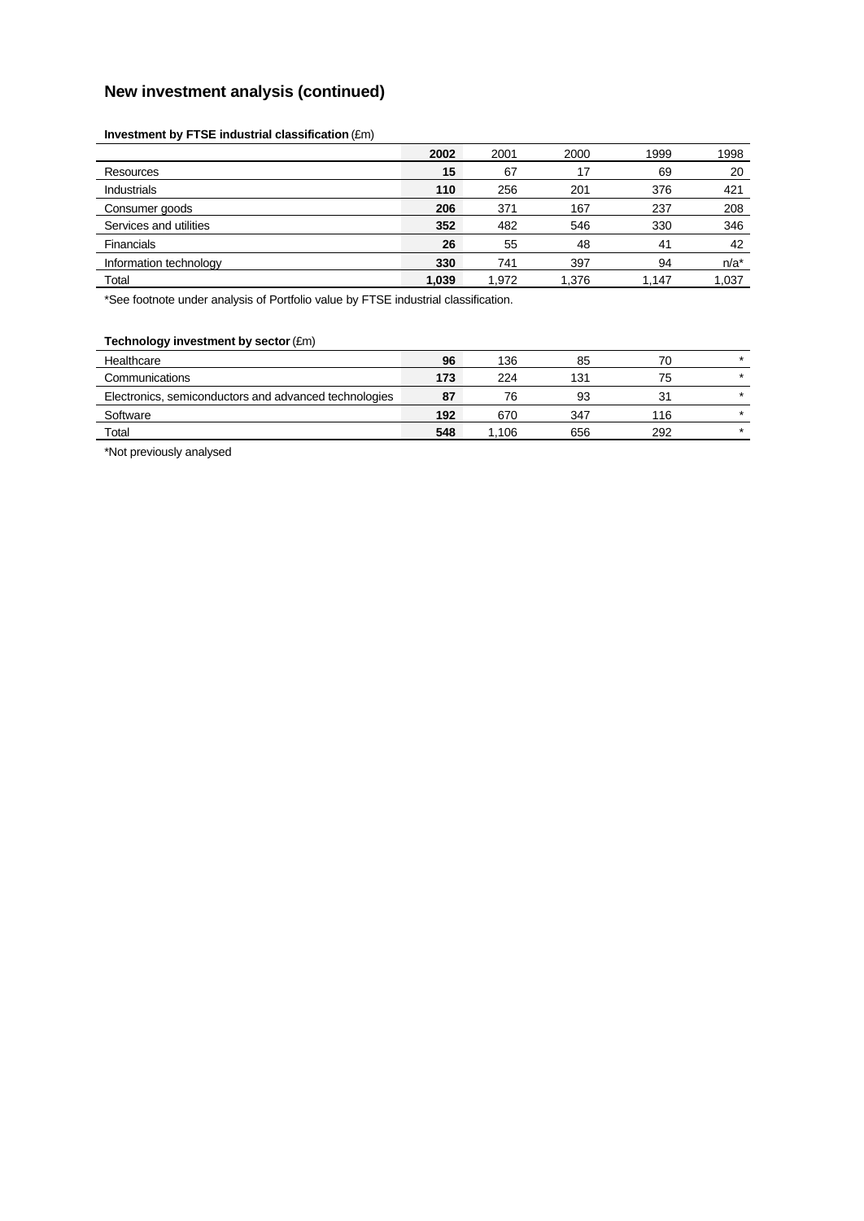## New investment analysis (continued)

**Investment by FTSE industrial classification** (£m)

| | **2002** | 2001 | 2000 | 1999 | 1998 |
|---|---|---|---|---|---|
| Resources | **15** | 67 | 17 | 69 | 20 |
| Industrials | **110** | 256 | 201 | 376 | 421 |
| Consumer goods | **206** | 371 | 167 | 237 | 208 |
| Services and utilities | **352** | 482 | 546 | 330 | 346 |
| Financials | **26** | 55 | 48 | 41 | 42 |
| Information technology | **330** | 741 | 397 | 94 | n/a* |
| Total | **1,039** | 1,972 | 1,376 | 1,147 | 1,037 |

*See footnote under analysis of Portfolio value by FTSE industrial classification.

**Technology investment by sector** (£m)

| | | | | | |
|---|---|---|---|---|---|
| Healthcare | **96** | 136 | 85 | 70 | * |
| Communications | **173** | 224 | 131 | 75 | * |
| Electronics, semiconductors and advanced technologies | **87** | 76 | 93 | 31 | * |
| Software | **192** | 670 | 347 | 116 | * |
| Total | **548** | 1,106 | 656 | 292 | * |

*Not previously analysed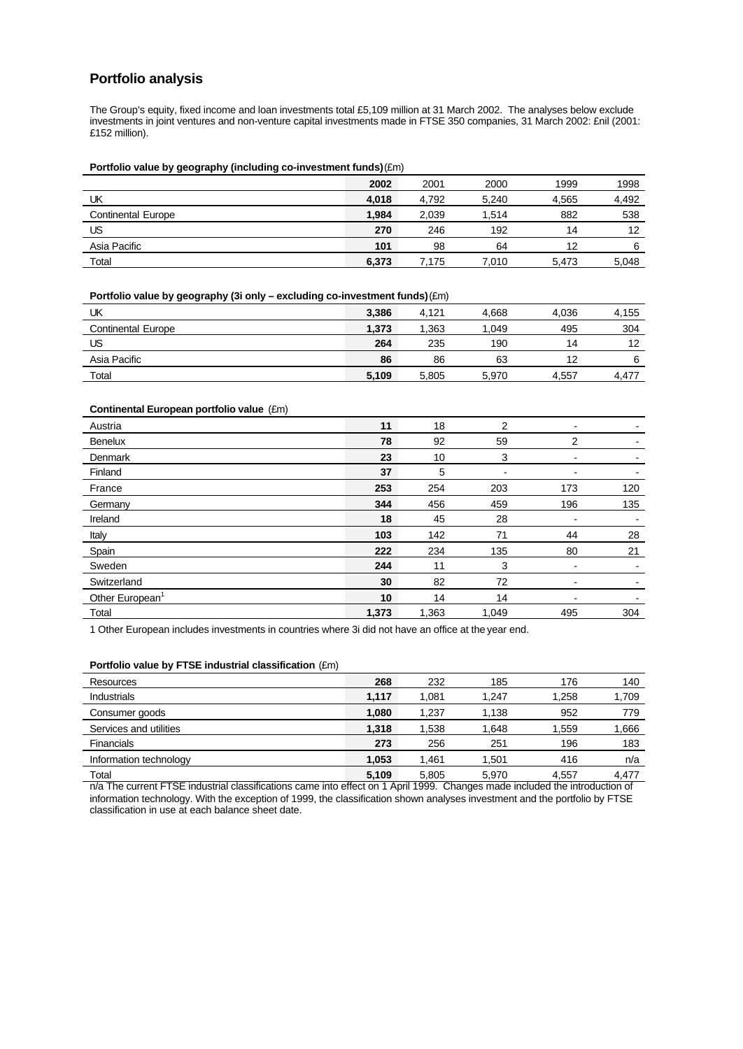## Portfolio analysis

The Group's equity, fixed income and loan investments total £5,109 million at 31 March 2002. The analyses below exclude investments in joint ventures and non-venture capital investments made in FTSE 350 companies, 31 March 2002: £nil (2001: £152 million).

**Portfolio value by geography (including co-investment funds)** (£m)

| | **2002** | 2001 | 2000 | 1999 | 1998 |
|---|---|---|---|---|---|
| UK | **4,018** | 4,792 | 5,240 | 4,565 | 4,492 |
| Continental Europe | **1,984** | 2,039 | 1,514 | 882 | 538 |
| US | **270** | 246 | 192 | 14 | 12 |
| Asia Pacific | **101** | 98 | 64 | 12 | 6 |
| Total | **6,373** | 7,175 | 7,010 | 5,473 | 5,048 |

**Portfolio value by geography (3i only – excluding co-investment funds)** (£m)

| | **2002** | 2001 | 2000 | 1999 | 1998 |
|---|---|---|---|---|---|
| UK | **3,386** | 4,121 | 4,668 | 4,036 | 4,155 |
| Continental Europe | **1,373** | 1,363 | 1,049 | 495 | 304 |
| US | **264** | 235 | 190 | 14 | 12 |
| Asia Pacific | **86** | 86 | 63 | 12 | 6 |
| Total | **5,109** | 5,805 | 5,970 | 4,557 | 4,477 |

**Continental European portfolio value** (£m)

| | **2002** | 2001 | 2000 | 1999 | 1998 |
|---|---|---|---|---|---|
| Austria | **11** | 18 | 2 | - | - |
| Benelux | **78** | 92 | 59 | 2 | - |
| Denmark | **23** | 10 | 3 | - | - |
| Finland | **37** | 5 | - | - | - |
| France | **253** | 254 | 203 | 173 | 120 |
| Germany | **344** | 456 | 459 | 196 | 135 |
| Ireland | **18** | 45 | 28 | - | - |
| Italy | **103** | 142 | 71 | 44 | 28 |
| Spain | **222** | 234 | 135 | 80 | 21 |
| Sweden | **244** | 11 | 3 | - | - |
| Switzerland | **30** | 82 | 72 | - | - |
| Other European[1] | **10** | 14 | 14 | - | - |
| Total | **1,373** | 1,363 | 1,049 | 495 | 304 |

1 Other European includes investments in countries where 3i did not have an office at the year end.

**Portfolio value by FTSE industrial classification** (£m)

| | **2002** | 2001 | 2000 | 1999 | 1998 |
|---|---|---|---|---|---|
| Resources | **268** | 232 | 185 | 176 | 140 |
| Industrials | **1,117** | 1,081 | 1,247 | 1,258 | 1,709 |
| Consumer goods | **1,080** | 1,237 | 1,138 | 952 | 779 |
| Services and utilities | **1,318** | 1,538 | 1,648 | 1,559 | 1,666 |
| Financials | **273** | 256 | 251 | 196 | 183 |
| Information technology | **1,053** | 1,461 | 1,501 | 416 | n/a |
| Total | **5,109** | 5,805 | 5,970 | 4,557 | 4,477 |

n/a The current FTSE industrial classifications came into effect on 1 April 1999. Changes made included the introduction of information technology. With the exception of 1999, the classification shown analyses investment and the portfolio by FTSE classification in use at each balance sheet date.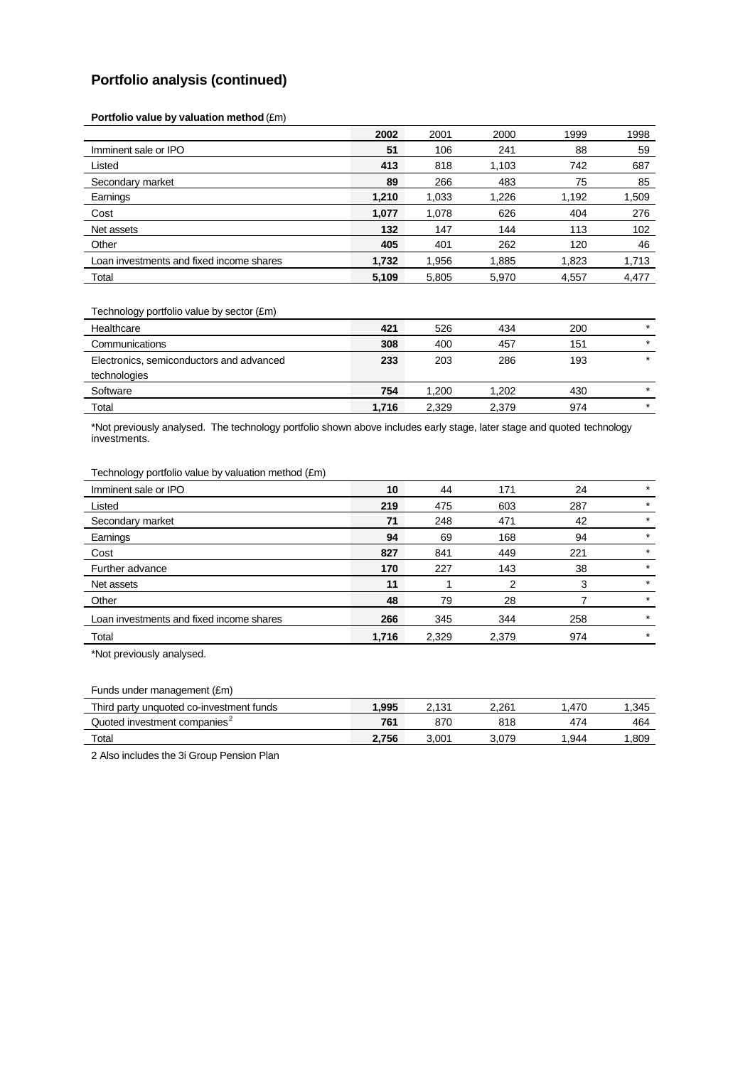## Portfolio analysis (continued)

**Portfolio value by valuation method** (£m)

| | **2002** | 2001 | 2000 | 1999 | 1998 |
|---|---|---|---|---|---|
| Imminent sale or IPO | **51** | 106 | 241 | 88 | 59 |
| Listed | **413** | 818 | 1,103 | 742 | 687 |
| Secondary market | **89** | 266 | 483 | 75 | 85 |
| Earnings | **1,210** | 1,033 | 1,226 | 1,192 | 1,509 |
| Cost | **1,077** | 1,078 | 626 | 404 | 276 |
| Net assets | **132** | 147 | 144 | 113 | 102 |
| Other | **405** | 401 | 262 | 120 | 46 |
| Loan investments and fixed income shares | **1,732** | 1,956 | 1,885 | 1,823 | 1,713 |
| Total | **5,109** | 5,805 | 5,970 | 4,557 | 4,477 |

Technology portfolio value by sector (£m)

| | | | | | |
|---|---|---|---|---|---|
| Healthcare | **421** | 526 | 434 | 200 | * |
| Communications | **308** | 400 | 457 | 151 | * |
| Electronics, semiconductors and advanced technologies | **233** | 203 | 286 | 193 | * |
| Software | **754** | 1,200 | 1,202 | 430 | * |
| Total | **1,716** | 2,329 | 2,379 | 974 | * |

*Not previously analysed. The technology portfolio shown above includes early stage, later stage and quoted technology investments.

Technology portfolio value by valuation method (£m)

| | | | | | |
|---|---|---|---|---|---|
| Imminent sale or IPO | **10** | 44 | 171 | 24 | * |
| Listed | **219** | 475 | 603 | 287 | * |
| Secondary market | **71** | 248 | 471 | 42 | * |
| Earnings | **94** | 69 | 168 | 94 | * |
| Cost | **827** | 841 | 449 | 221 | * |
| Further advance | **170** | 227 | 143 | 38 | * |
| Net assets | **11** | 1 | 2 | 3 | * |
| Other | **48** | 79 | 28 | 7 | * |
| Loan investments and fixed income shares | **266** | 345 | 344 | 258 | * |
| Total | **1,716** | 2,329 | 2,379 | 974 | * |

*Not previously analysed.

Funds under management (£m)

| | | | | | |
|---|---|---|---|---|---|
| Third party unquoted co-investment funds | **1,995** | 2,131 | 2,261 | 1,470 | 1,345 |
| Quoted investment companies[2] | **761** | 870 | 818 | 474 | 464 |
| Total | **2,756** | 3,001 | 3,079 | 1,944 | 1,809 |

2 Also includes the 3i Group Pension Plan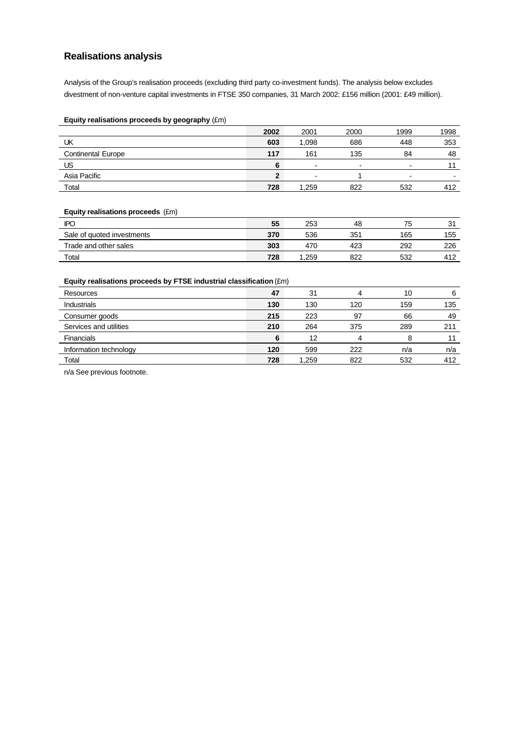## Realisations analysis

Analysis of the Group's realisation proceeds (excluding third party co-investment funds). The analysis below excludes divestment of non-venture capital investments in FTSE 350 companies, 31 March 2002: £156 million (2001: £49 million).

**Equity realisations proceeds by geography** (£m)

| | **2002** | 2001 | 2000 | 1999 | 1998 |
|---|---|---|---|---|---|
| UK | **603** | 1,098 | 686 | 448 | 353 |
| Continental Europe | **117** | 161 | 135 | 84 | 48 |
| US | **6** | - | - | - | 11 |
| Asia Pacific | **2** | - | 1 | - | - |
| Total | **728** | 1,259 | 822 | 532 | 412 |

**Equity realisations proceeds** (£m)

| | **2002** | 2001 | 2000 | 1999 | 1998 |
|---|---|---|---|---|---|
| IPO | **55** | 253 | 48 | 75 | 31 |
| Sale of quoted investments | **370** | 536 | 351 | 165 | 155 |
| Trade and other sales | **303** | 470 | 423 | 292 | 226 |
| Total | **728** | 1,259 | 822 | 532 | 412 |

**Equity realisations proceeds by FTSE industrial classification** (£m)

| | **2002** | 2001 | 2000 | 1999 | 1998 |
|---|---|---|---|---|---|
| Resources | **47** | 31 | 4 | 10 | 6 |
| Industrials | **130** | 130 | 120 | 159 | 135 |
| Consumer goods | **215** | 223 | 97 | 66 | 49 |
| Services and utilities | **210** | 264 | 375 | 289 | 211 |
| Financials | **6** | 12 | 4 | 8 | 11 |
| Information technology | **120** | 599 | 222 | n/a | n/a |
| Total | **728** | 1,259 | 822 | 532 | 412 |

n/a See previous footnote.